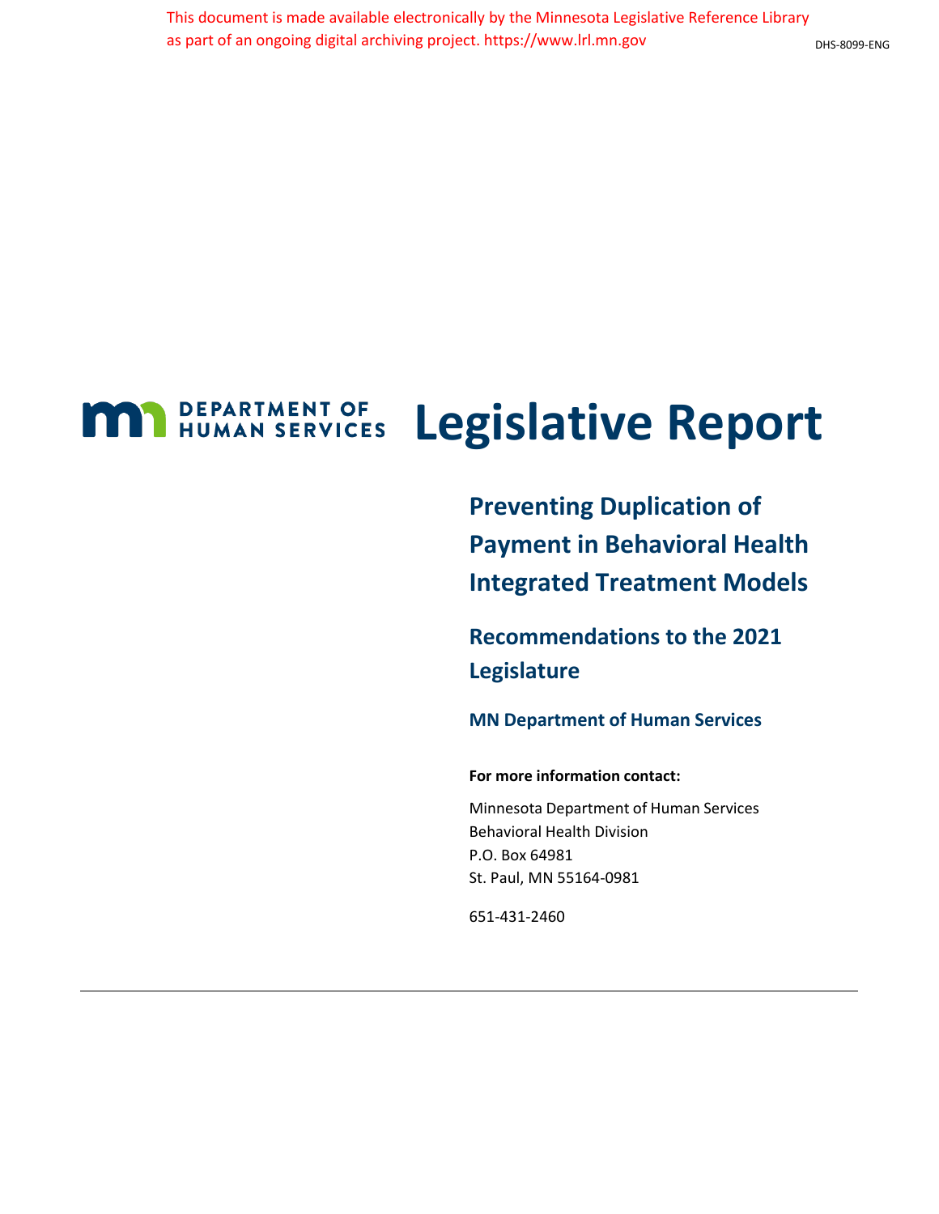This document is made available electronically by the Minnesota Legislative Reference Library as part of an ongoing digital archiving project. https://www.lrl.mn.gov

DHS-8099-ENG

DEPARTMENT OF HUMAN SERVICES

# Legislative Report

## Preventing Duplication of Payment in Behavioral Health Integrated Treatment Models

## Recommendations to the 2021 Legislature

### MN Department of Human Services

**For more information contact:**

Minnesota Department of Human Services
Behavioral Health Division
P.O. Box 64981
St. Paul, MN 55164-0981

651-431-2460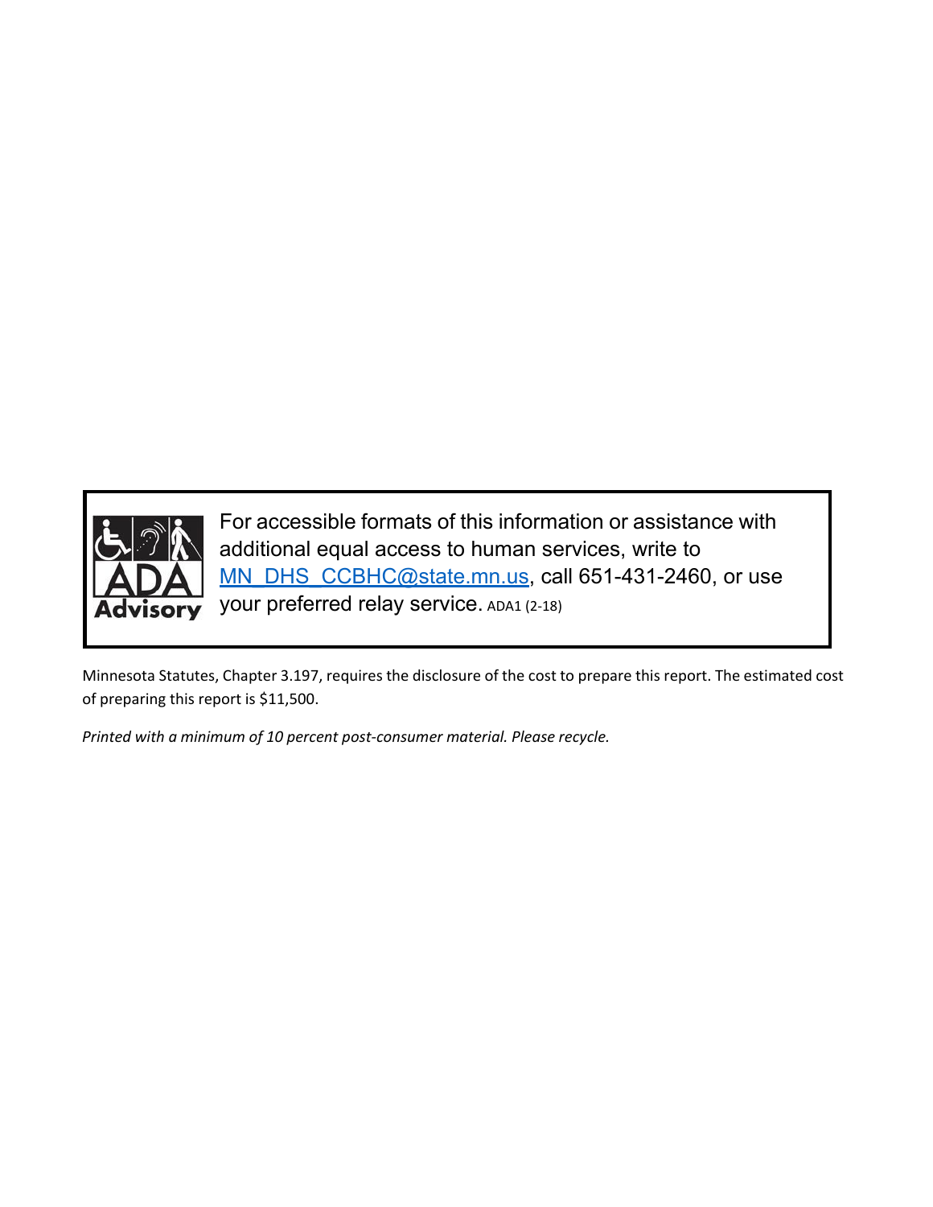For accessible formats of this information or assistance with additional equal access to human services, write to MN_DHS_CCBHC@state.mn.us, call 651-431-2460, or use your preferred relay service. ADA1 (2-18)

Minnesota Statutes, Chapter 3.197, requires the disclosure of the cost to prepare this report. The estimated cost of preparing this report is $11,500.

*Printed with a minimum of 10 percent post-consumer material. Please recycle.*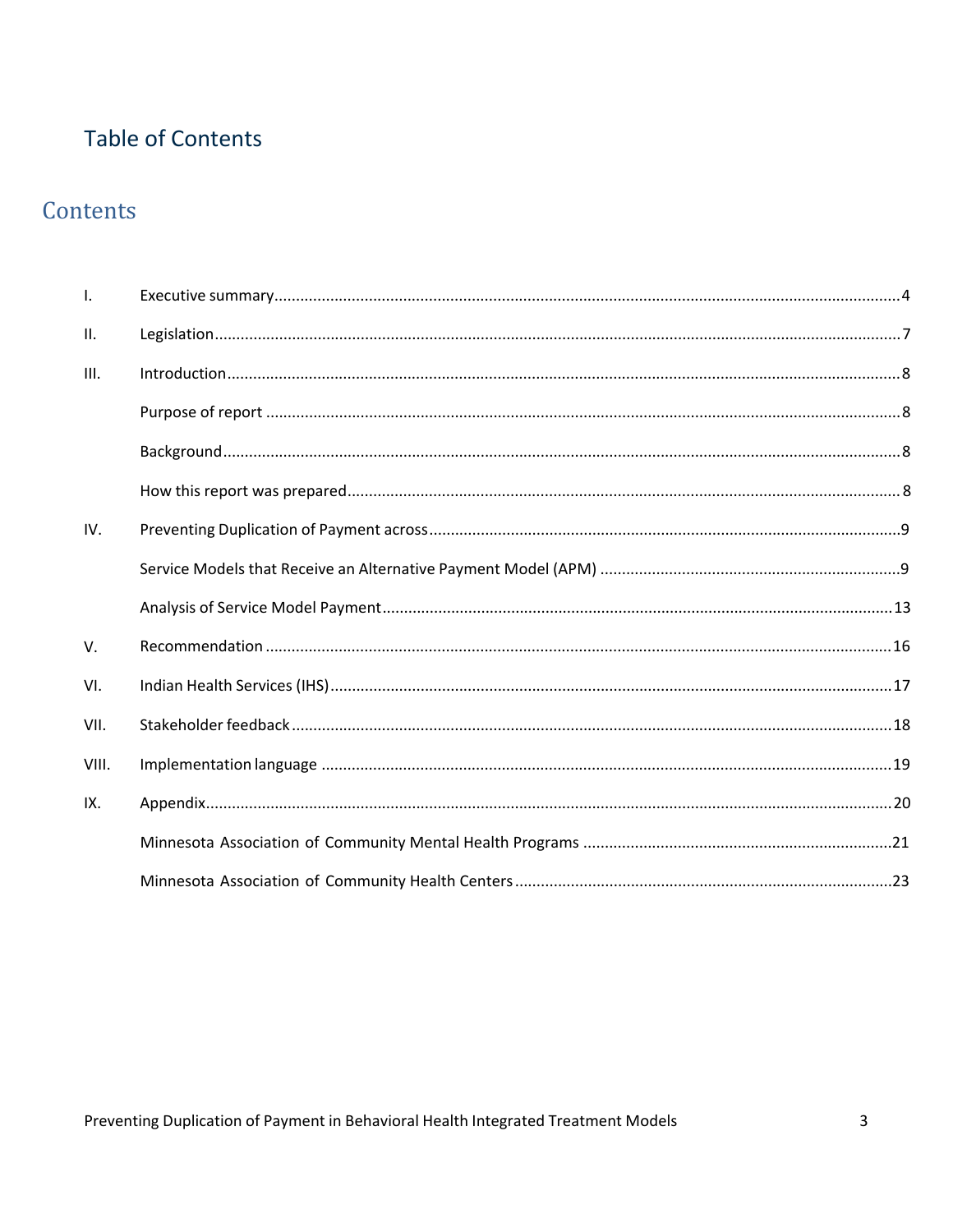# Table of Contents

## Contents

I. Executive summary .......... 4

II. Legislation .......... 7

III. Introduction .......... 8

- Purpose of report .......... 8
- Background .......... 8
- How this report was prepared .......... 8

IV. Preventing Duplication of Payment across .......... 9

- Service Models that Receive an Alternative Payment Model (APM) .......... 9
- Analysis of Service Model Payment .......... 13

V. Recommendation .......... 16

VI. Indian Health Services (IHS) .......... 17

VII. Stakeholder feedback .......... 18

VIII. Implementation language .......... 19

IX. Appendix .......... 20

- Minnesota Association of Community Mental Health Programs .......... 21
- Minnesota Association of Community Health Centers .......... 23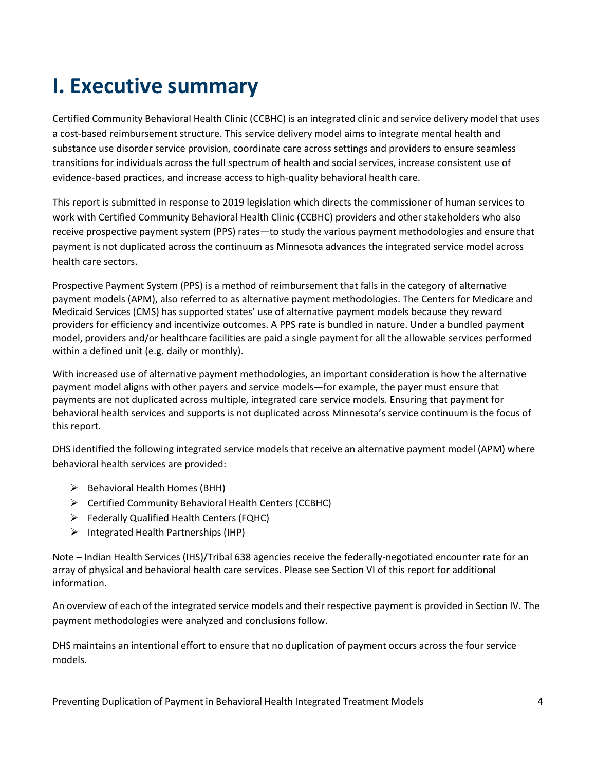# I. Executive summary

Certified Community Behavioral Health Clinic (CCBHC) is an integrated clinic and service delivery model that uses a cost-based reimbursement structure. This service delivery model aims to integrate mental health and substance use disorder service provision, coordinate care across settings and providers to ensure seamless transitions for individuals across the full spectrum of health and social services, increase consistent use of evidence-based practices, and increase access to high-quality behavioral health care.

This report is submitted in response to 2019 legislation which directs the commissioner of human services to work with Certified Community Behavioral Health Clinic (CCBHC) providers and other stakeholders who also receive prospective payment system (PPS) rates—to study the various payment methodologies and ensure that payment is not duplicated across the continuum as Minnesota advances the integrated service model across health care sectors.

Prospective Payment System (PPS) is a method of reimbursement that falls in the category of alternative payment models (APM), also referred to as alternative payment methodologies. The Centers for Medicare and Medicaid Services (CMS) has supported states' use of alternative payment models because they reward providers for efficiency and incentivize outcomes. A PPS rate is bundled in nature. Under a bundled payment model, providers and/or healthcare facilities are paid a single payment for all the allowable services performed within a defined unit (e.g. daily or monthly).

With increased use of alternative payment methodologies, an important consideration is how the alternative payment model aligns with other payers and service models—for example, the payer must ensure that payments are not duplicated across multiple, integrated care service models. Ensuring that payment for behavioral health services and supports is not duplicated across Minnesota's service continuum is the focus of this report.

DHS identified the following integrated service models that receive an alternative payment model (APM) where behavioral health services are provided:

- Behavioral Health Homes (BHH)
- Certified Community Behavioral Health Centers (CCBHC)
- Federally Qualified Health Centers (FQHC)
- Integrated Health Partnerships (IHP)

Note – Indian Health Services (IHS)/Tribal 638 agencies receive the federally-negotiated encounter rate for an array of physical and behavioral health care services. Please see Section VI of this report for additional information.

An overview of each of the integrated service models and their respective payment is provided in Section IV. The payment methodologies were analyzed and conclusions follow.

DHS maintains an intentional effort to ensure that no duplication of payment occurs across the four service models.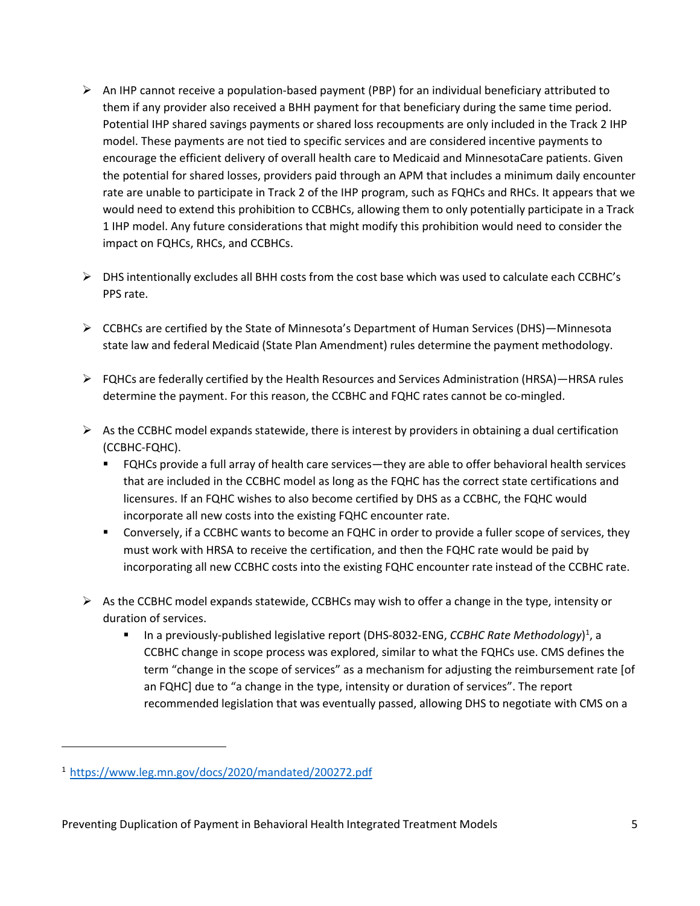- An IHP cannot receive a population-based payment (PBP) for an individual beneficiary attributed to them if any provider also received a BHH payment for that beneficiary during the same time period. Potential IHP shared savings payments or shared loss recoupments are only included in the Track 2 IHP model. These payments are not tied to specific services and are considered incentive payments to encourage the efficient delivery of overall health care to Medicaid and MinnesotaCare patients. Given the potential for shared losses, providers paid through an APM that includes a minimum daily encounter rate are unable to participate in Track 2 of the IHP program, such as FQHCs and RHCs. It appears that we would need to extend this prohibition to CCBHCs, allowing them to only potentially participate in a Track 1 IHP model. Any future considerations that might modify this prohibition would need to consider the impact on FQHCs, RHCs, and CCBHCs.

- DHS intentionally excludes all BHH costs from the cost base which was used to calculate each CCBHC's PPS rate.

- CCBHCs are certified by the State of Minnesota's Department of Human Services (DHS)—Minnesota state law and federal Medicaid (State Plan Amendment) rules determine the payment methodology.

- FQHCs are federally certified by the Health Resources and Services Administration (HRSA)—HRSA rules determine the payment. For this reason, the CCBHC and FQHC rates cannot be co-mingled.

- As the CCBHC model expands statewide, there is interest by providers in obtaining a dual certification (CCBHC-FQHC).
  - FQHCs provide a full array of health care services—they are able to offer behavioral health services that are included in the CCBHC model as long as the FQHC has the correct state certifications and licensures. If an FQHC wishes to also become certified by DHS as a CCBHC, the FQHC would incorporate all new costs into the existing FQHC encounter rate.
  - Conversely, if a CCBHC wants to become an FQHC in order to provide a fuller scope of services, they must work with HRSA to receive the certification, and then the FQHC rate would be paid by incorporating all new CCBHC costs into the existing FQHC encounter rate instead of the CCBHC rate.

- As the CCBHC model expands statewide, CCBHCs may wish to offer a change in the type, intensity or duration of services.
  - In a previously-published legislative report (DHS-8032-ENG, *CCBHC Rate Methodology*)[1], a CCBHC change in scope process was explored, similar to what the FQHCs use. CMS defines the term "change in the scope of services" as a mechanism for adjusting the reimbursement rate [of an FQHC] due to "a change in the type, intensity or duration of services". The report recommended legislation that was eventually passed, allowing DHS to negotiate with CMS on a

[1] https://www.leg.mn.gov/docs/2020/mandated/200272.pdf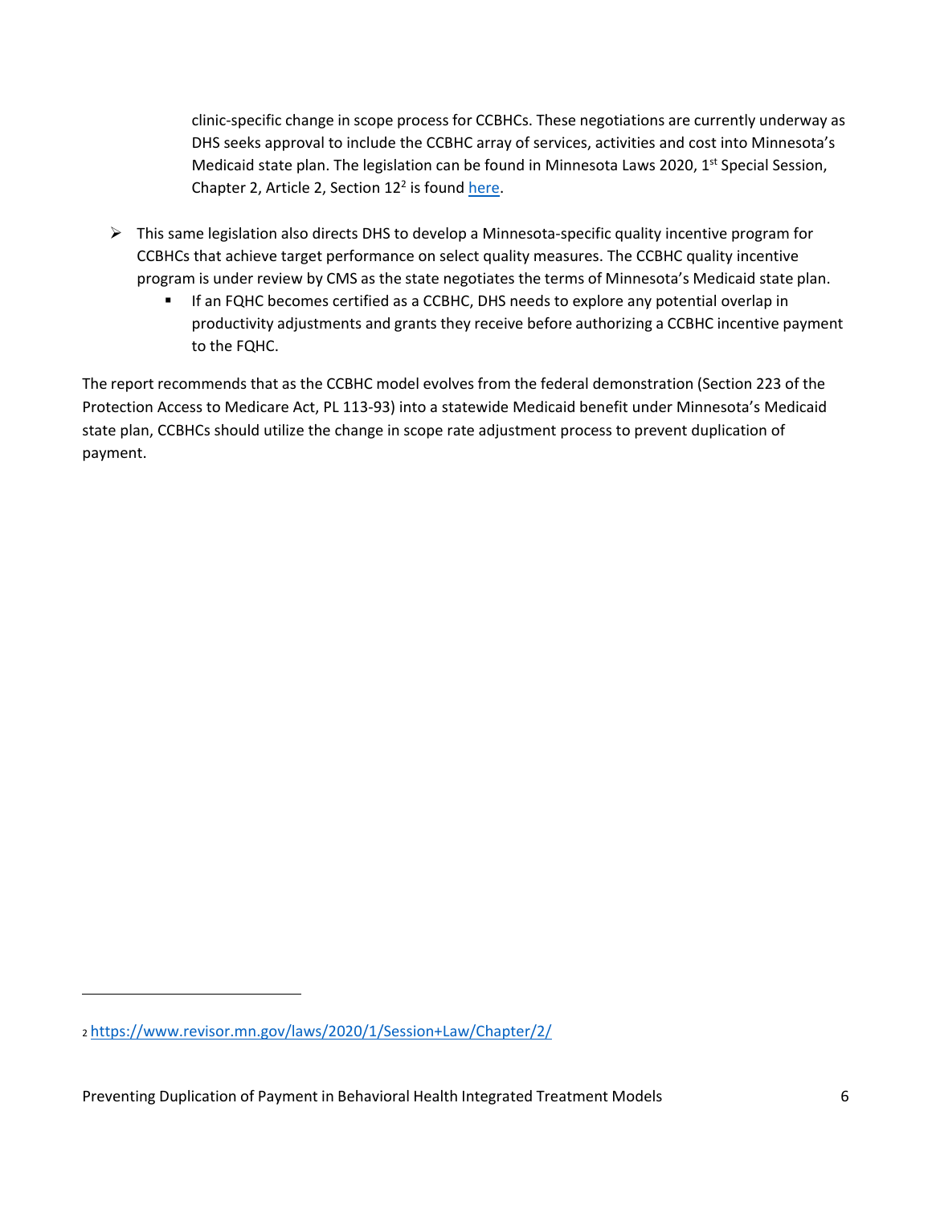clinic-specific change in scope process for CCBHCs. These negotiations are currently underway as DHS seeks approval to include the CCBHC array of services, activities and cost into Minnesota's Medicaid state plan. The legislation can be found in Minnesota Laws 2020, 1st Special Session, Chapter 2, Article 2, Section 12[2] is found [here](https://www.revisor.mn.gov/laws/2020/1/Session+Law/Chapter/2/).

- This same legislation also directs DHS to develop a Minnesota-specific quality incentive program for CCBHCs that achieve target performance on select quality measures. The CCBHC quality incentive program is under review by CMS as the state negotiates the terms of Minnesota's Medicaid state plan.
  - If an FQHC becomes certified as a CCBHC, DHS needs to explore any potential overlap in productivity adjustments and grants they receive before authorizing a CCBHC incentive payment to the FQHC.

The report recommends that as the CCBHC model evolves from the federal demonstration (Section 223 of the Protection Access to Medicare Act, PL 113-93) into a statewide Medicaid benefit under Minnesota's Medicaid state plan, CCBHCs should utilize the change in scope rate adjustment process to prevent duplication of payment.

[2] https://www.revisor.mn.gov/laws/2020/1/Session+Law/Chapter/2/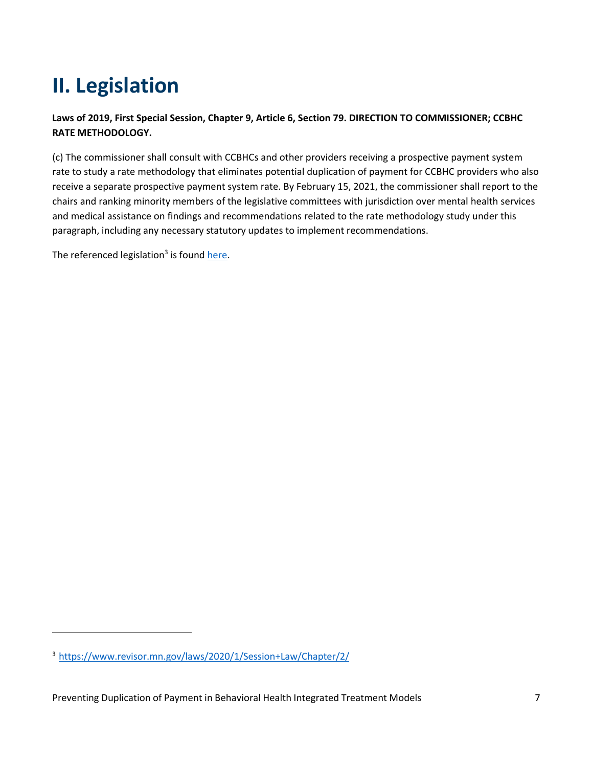# II. Legislation

**Laws of 2019, First Special Session, Chapter 9, Article 6, Section 79. DIRECTION TO COMMISSIONER; CCBHC RATE METHODOLOGY.**

(c) The commissioner shall consult with CCBHCs and other providers receiving a prospective payment system rate to study a rate methodology that eliminates potential duplication of payment for CCBHC providers who also receive a separate prospective payment system rate. By February 15, 2021, the commissioner shall report to the chairs and ranking minority members of the legislative committees with jurisdiction over mental health services and medical assistance on findings and recommendations related to the rate methodology study under this paragraph, including any necessary statutory updates to implement recommendations.

The referenced legislation[3] is found [here](https://www.revisor.mn.gov/laws/2020/1/Session+Law/Chapter/2/).

[3] https://www.revisor.mn.gov/laws/2020/1/Session+Law/Chapter/2/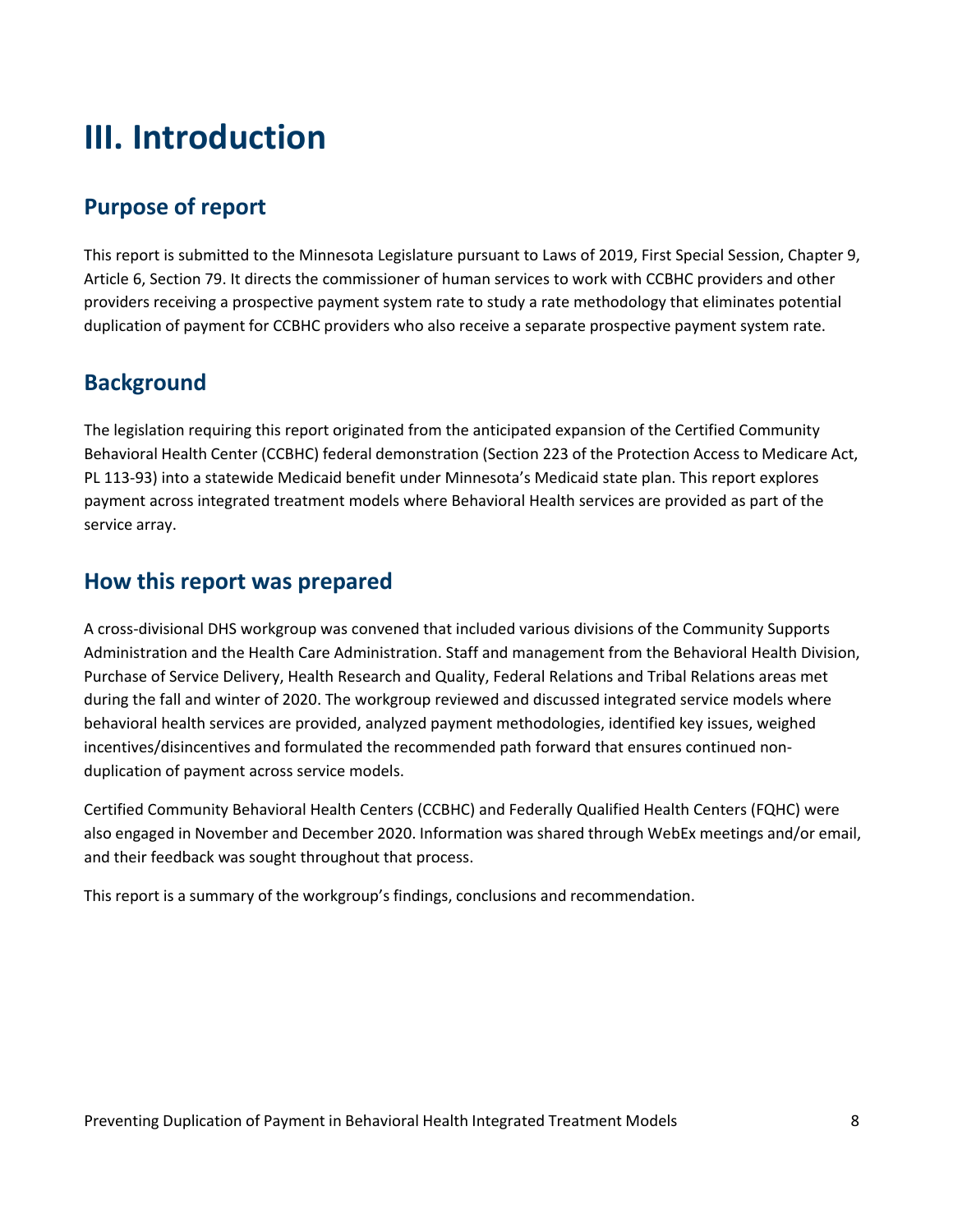# III. Introduction

## Purpose of report

This report is submitted to the Minnesota Legislature pursuant to Laws of 2019, First Special Session, Chapter 9, Article 6, Section 79. It directs the commissioner of human services to work with CCBHC providers and other providers receiving a prospective payment system rate to study a rate methodology that eliminates potential duplication of payment for CCBHC providers who also receive a separate prospective payment system rate.

## Background

The legislation requiring this report originated from the anticipated expansion of the Certified Community Behavioral Health Center (CCBHC) federal demonstration (Section 223 of the Protection Access to Medicare Act, PL 113-93) into a statewide Medicaid benefit under Minnesota's Medicaid state plan. This report explores payment across integrated treatment models where Behavioral Health services are provided as part of the service array.

## How this report was prepared

A cross-divisional DHS workgroup was convened that included various divisions of the Community Supports Administration and the Health Care Administration. Staff and management from the Behavioral Health Division, Purchase of Service Delivery, Health Research and Quality, Federal Relations and Tribal Relations areas met during the fall and winter of 2020. The workgroup reviewed and discussed integrated service models where behavioral health services are provided, analyzed payment methodologies, identified key issues, weighed incentives/disincentives and formulated the recommended path forward that ensures continued non-duplication of payment across service models.

Certified Community Behavioral Health Centers (CCBHC) and Federally Qualified Health Centers (FQHC) were also engaged in November and December 2020. Information was shared through WebEx meetings and/or email, and their feedback was sought throughout that process.

This report is a summary of the workgroup's findings, conclusions and recommendation.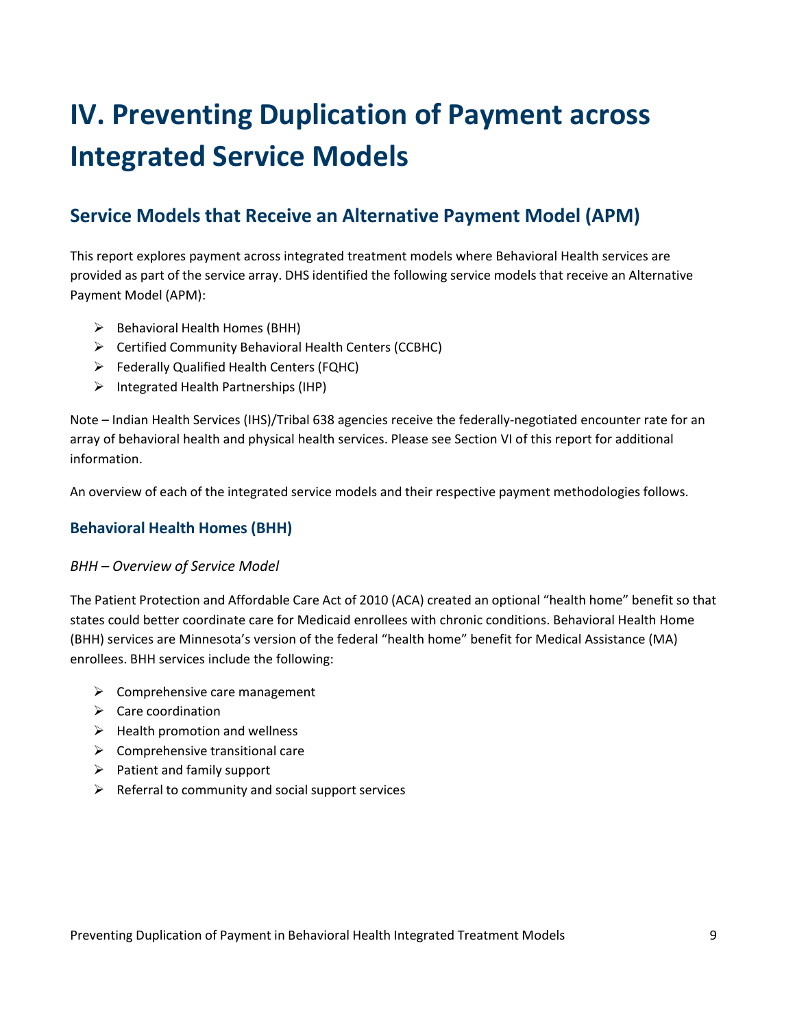# IV. Preventing Duplication of Payment across Integrated Service Models

## Service Models that Receive an Alternative Payment Model (APM)

This report explores payment across integrated treatment models where Behavioral Health services are provided as part of the service array. DHS identified the following service models that receive an Alternative Payment Model (APM):

- Behavioral Health Homes (BHH)
- Certified Community Behavioral Health Centers (CCBHC)
- Federally Qualified Health Centers (FQHC)
- Integrated Health Partnerships (IHP)

Note – Indian Health Services (IHS)/Tribal 638 agencies receive the federally-negotiated encounter rate for an array of behavioral health and physical health services. Please see Section VI of this report for additional information.

An overview of each of the integrated service models and their respective payment methodologies follows.

### Behavioral Health Homes (BHH)

*BHH – Overview of Service Model*

The Patient Protection and Affordable Care Act of 2010 (ACA) created an optional "health home" benefit so that states could better coordinate care for Medicaid enrollees with chronic conditions. Behavioral Health Home (BHH) services are Minnesota's version of the federal "health home" benefit for Medical Assistance (MA) enrollees. BHH services include the following:

- Comprehensive care management
- Care coordination
- Health promotion and wellness
- Comprehensive transitional care
- Patient and family support
- Referral to community and social support services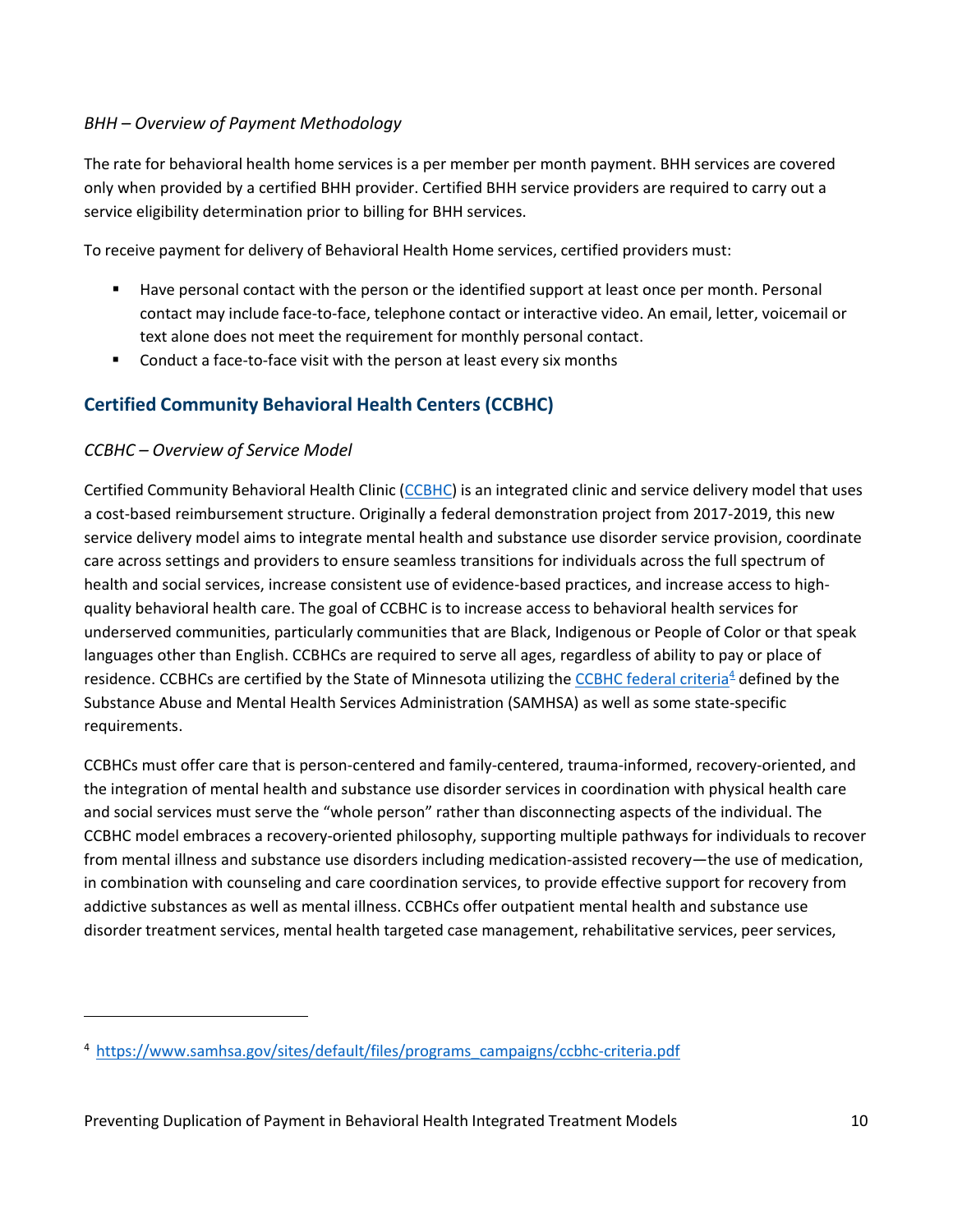*BHH – Overview of Payment Methodology*

The rate for behavioral health home services is a per member per month payment. BHH services are covered only when provided by a certified BHH provider. Certified BHH service providers are required to carry out a service eligibility determination prior to billing for BHH services.

To receive payment for delivery of Behavioral Health Home services, certified providers must:

- Have personal contact with the person or the identified support at least once per month. Personal contact may include face-to-face, telephone contact or interactive video. An email, letter, voicemail or text alone does not meet the requirement for monthly personal contact.
- Conduct a face-to-face visit with the person at least every six months

## Certified Community Behavioral Health Centers (CCBHC)

*CCBHC – Overview of Service Model*

Certified Community Behavioral Health Clinic (CCBHC) is an integrated clinic and service delivery model that uses a cost-based reimbursement structure. Originally a federal demonstration project from 2017-2019, this new service delivery model aims to integrate mental health and substance use disorder service provision, coordinate care across settings and providers to ensure seamless transitions for individuals across the full spectrum of health and social services, increase consistent use of evidence-based practices, and increase access to high-quality behavioral health care. The goal of CCBHC is to increase access to behavioral health services for underserved communities, particularly communities that are Black, Indigenous or People of Color or that speak languages other than English. CCBHCs are required to serve all ages, regardless of ability to pay or place of residence. CCBHCs are certified by the State of Minnesota utilizing the CCBHC federal criteria[4] defined by the Substance Abuse and Mental Health Services Administration (SAMHSA) as well as some state-specific requirements.

CCBHCs must offer care that is person-centered and family-centered, trauma-informed, recovery-oriented, and the integration of mental health and substance use disorder services in coordination with physical health care and social services must serve the "whole person" rather than disconnecting aspects of the individual. The CCBHC model embraces a recovery-oriented philosophy, supporting multiple pathways for individuals to recover from mental illness and substance use disorders including medication-assisted recovery—the use of medication, in combination with counseling and care coordination services, to provide effective support for recovery from addictive substances as well as mental illness. CCBHCs offer outpatient mental health and substance use disorder treatment services, mental health targeted case management, rehabilitative services, peer services,

---

[4] https://www.samhsa.gov/sites/default/files/programs_campaigns/ccbhc-criteria.pdf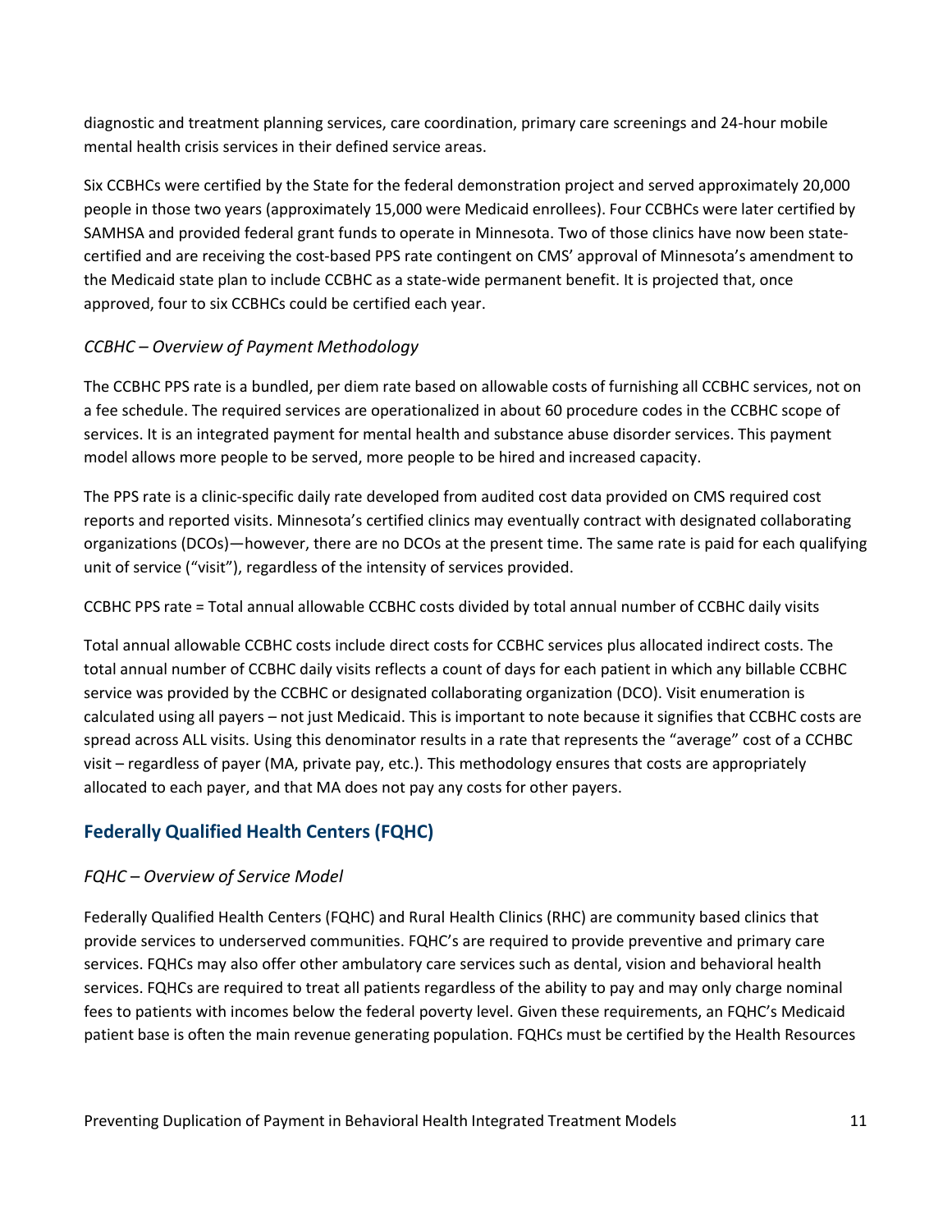diagnostic and treatment planning services, care coordination, primary care screenings and 24-hour mobile mental health crisis services in their defined service areas.

Six CCBHCs were certified by the State for the federal demonstration project and served approximately 20,000 people in those two years (approximately 15,000 were Medicaid enrollees). Four CCBHCs were later certified by SAMHSA and provided federal grant funds to operate in Minnesota. Two of those clinics have now been state-certified and are receiving the cost-based PPS rate contingent on CMS' approval of Minnesota's amendment to the Medicaid state plan to include CCBHC as a state-wide permanent benefit. It is projected that, once approved, four to six CCBHCs could be certified each year.

### *CCBHC – Overview of Payment Methodology*

The CCBHC PPS rate is a bundled, per diem rate based on allowable costs of furnishing all CCBHC services, not on a fee schedule. The required services are operationalized in about 60 procedure codes in the CCBHC scope of services. It is an integrated payment for mental health and substance abuse disorder services. This payment model allows more people to be served, more people to be hired and increased capacity.

The PPS rate is a clinic-specific daily rate developed from audited cost data provided on CMS required cost reports and reported visits. Minnesota's certified clinics may eventually contract with designated collaborating organizations (DCOs)—however, there are no DCOs at the present time. The same rate is paid for each qualifying unit of service ("visit"), regardless of the intensity of services provided.

CCBHC PPS rate = Total annual allowable CCBHC costs divided by total annual number of CCBHC daily visits

Total annual allowable CCBHC costs include direct costs for CCBHC services plus allocated indirect costs. The total annual number of CCBHC daily visits reflects a count of days for each patient in which any billable CCBHC service was provided by the CCBHC or designated collaborating organization (DCO). Visit enumeration is calculated using all payers – not just Medicaid. This is important to note because it signifies that CCBHC costs are spread across ALL visits. Using this denominator results in a rate that represents the "average" cost of a CCHBC visit – regardless of payer (MA, private pay, etc.). This methodology ensures that costs are appropriately allocated to each payer, and that MA does not pay any costs for other payers.

## Federally Qualified Health Centers (FQHC)

### *FQHC – Overview of Service Model*

Federally Qualified Health Centers (FQHC) and Rural Health Clinics (RHC) are community based clinics that provide services to underserved communities. FQHC's are required to provide preventive and primary care services. FQHCs may also offer other ambulatory care services such as dental, vision and behavioral health services. FQHCs are required to treat all patients regardless of the ability to pay and may only charge nominal fees to patients with incomes below the federal poverty level. Given these requirements, an FQHC's Medicaid patient base is often the main revenue generating population. FQHCs must be certified by the Health Resources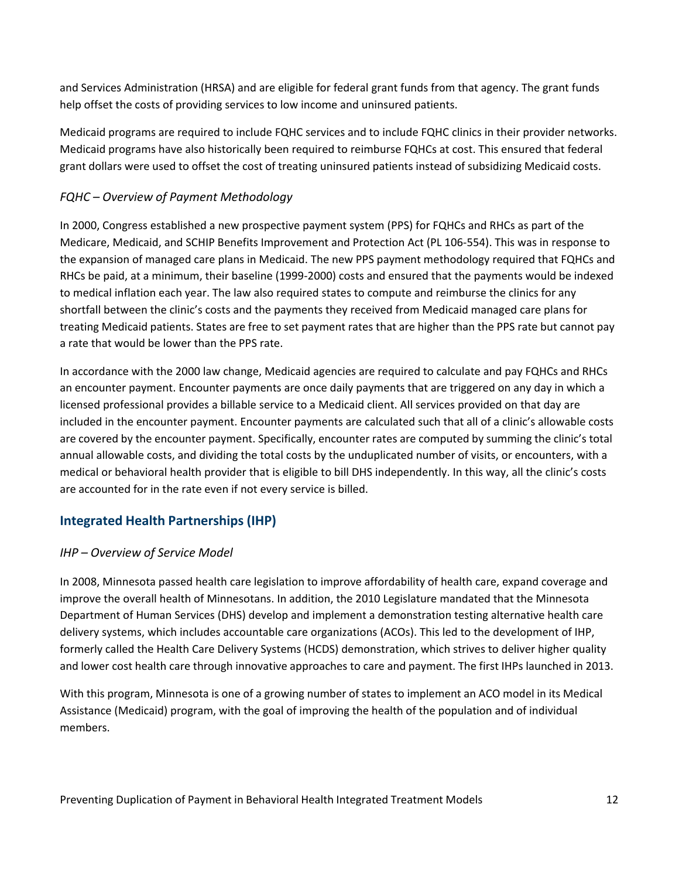and Services Administration (HRSA) and are eligible for federal grant funds from that agency. The grant funds help offset the costs of providing services to low income and uninsured patients.

Medicaid programs are required to include FQHC services and to include FQHC clinics in their provider networks. Medicaid programs have also historically been required to reimburse FQHCs at cost. This ensured that federal grant dollars were used to offset the cost of treating uninsured patients instead of subsidizing Medicaid costs.

### *FQHC – Overview of Payment Methodology*

In 2000, Congress established a new prospective payment system (PPS) for FQHCs and RHCs as part of the Medicare, Medicaid, and SCHIP Benefits Improvement and Protection Act (PL 106-554). This was in response to the expansion of managed care plans in Medicaid. The new PPS payment methodology required that FQHCs and RHCs be paid, at a minimum, their baseline (1999-2000) costs and ensured that the payments would be indexed to medical inflation each year. The law also required states to compute and reimburse the clinics for any shortfall between the clinic's costs and the payments they received from Medicaid managed care plans for treating Medicaid patients. States are free to set payment rates that are higher than the PPS rate but cannot pay a rate that would be lower than the PPS rate.

In accordance with the 2000 law change, Medicaid agencies are required to calculate and pay FQHCs and RHCs an encounter payment. Encounter payments are once daily payments that are triggered on any day in which a licensed professional provides a billable service to a Medicaid client. All services provided on that day are included in the encounter payment. Encounter payments are calculated such that all of a clinic's allowable costs are covered by the encounter payment. Specifically, encounter rates are computed by summing the clinic's total annual allowable costs, and dividing the total costs by the unduplicated number of visits, or encounters, with a medical or behavioral health provider that is eligible to bill DHS independently. In this way, all the clinic's costs are accounted for in the rate even if not every service is billed.

## Integrated Health Partnerships (IHP)

### *IHP – Overview of Service Model*

In 2008, Minnesota passed health care legislation to improve affordability of health care, expand coverage and improve the overall health of Minnesotans. In addition, the 2010 Legislature mandated that the Minnesota Department of Human Services (DHS) develop and implement a demonstration testing alternative health care delivery systems, which includes accountable care organizations (ACOs). This led to the development of IHP, formerly called the Health Care Delivery Systems (HCDS) demonstration, which strives to deliver higher quality and lower cost health care through innovative approaches to care and payment. The first IHPs launched in 2013.

With this program, Minnesota is one of a growing number of states to implement an ACO model in its Medical Assistance (Medicaid) program, with the goal of improving the health of the population and of individual members.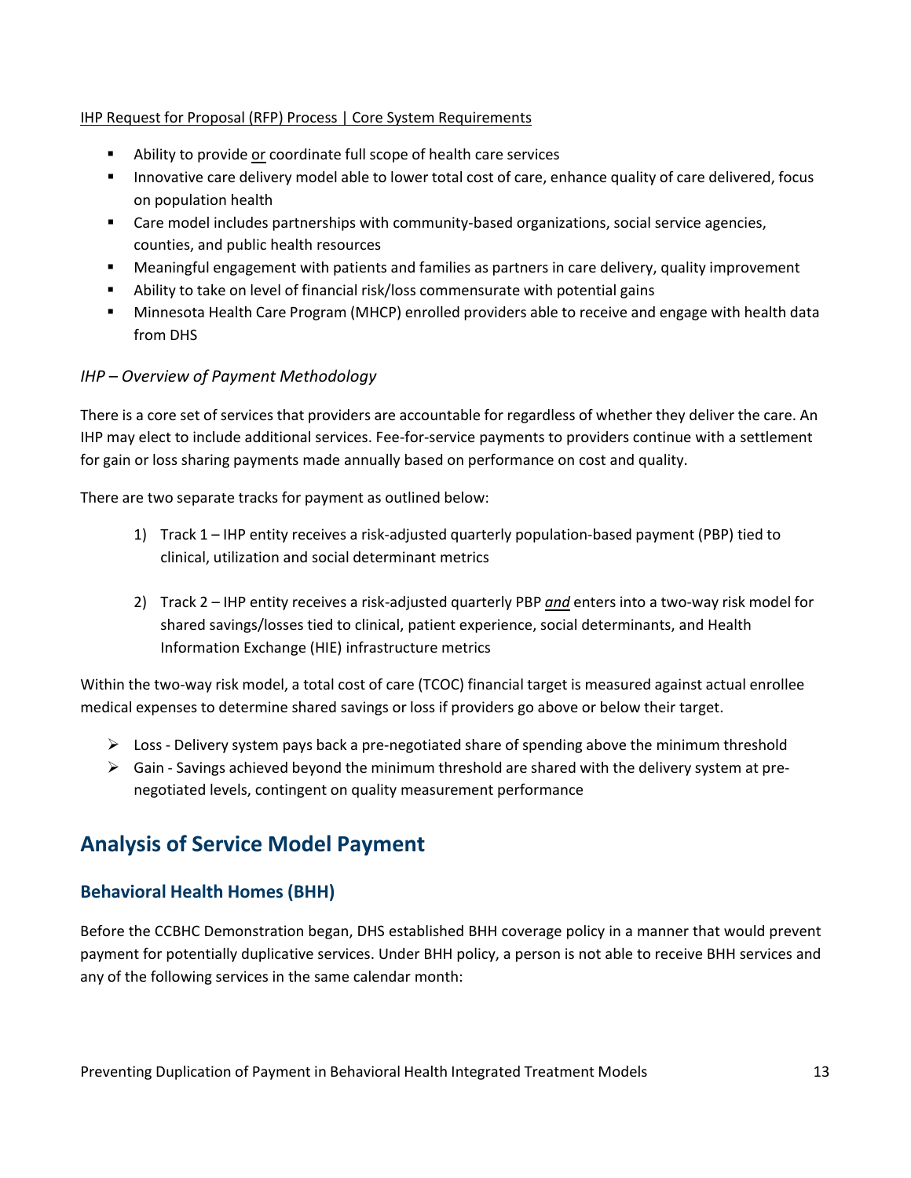IHP Request for Proposal (RFP) Process | Core System Requirements

- Ability to provide or coordinate full scope of health care services
- Innovative care delivery model able to lower total cost of care, enhance quality of care delivered, focus on population health
- Care model includes partnerships with community-based organizations, social service agencies, counties, and public health resources
- Meaningful engagement with patients and families as partners in care delivery, quality improvement
- Ability to take on level of financial risk/loss commensurate with potential gains
- Minnesota Health Care Program (MHCP) enrolled providers able to receive and engage with health data from DHS

*IHP – Overview of Payment Methodology*

There is a core set of services that providers are accountable for regardless of whether they deliver the care. An IHP may elect to include additional services. Fee-for-service payments to providers continue with a settlement for gain or loss sharing payments made annually based on performance on cost and quality.

There are two separate tracks for payment as outlined below:

1) Track 1 – IHP entity receives a risk-adjusted quarterly population-based payment (PBP) tied to clinical, utilization and social determinant metrics

2) Track 2 – IHP entity receives a risk-adjusted quarterly PBP ***and*** enters into a two-way risk model for shared savings/losses tied to clinical, patient experience, social determinants, and Health Information Exchange (HIE) infrastructure metrics

Within the two-way risk model, a total cost of care (TCOC) financial target is measured against actual enrollee medical expenses to determine shared savings or loss if providers go above or below their target.

- Loss - Delivery system pays back a pre-negotiated share of spending above the minimum threshold
- Gain - Savings achieved beyond the minimum threshold are shared with the delivery system at pre-negotiated levels, contingent on quality measurement performance

## Analysis of Service Model Payment

### Behavioral Health Homes (BHH)

Before the CCBHC Demonstration began, DHS established BHH coverage policy in a manner that would prevent payment for potentially duplicative services. Under BHH policy, a person is not able to receive BHH services and any of the following services in the same calendar month: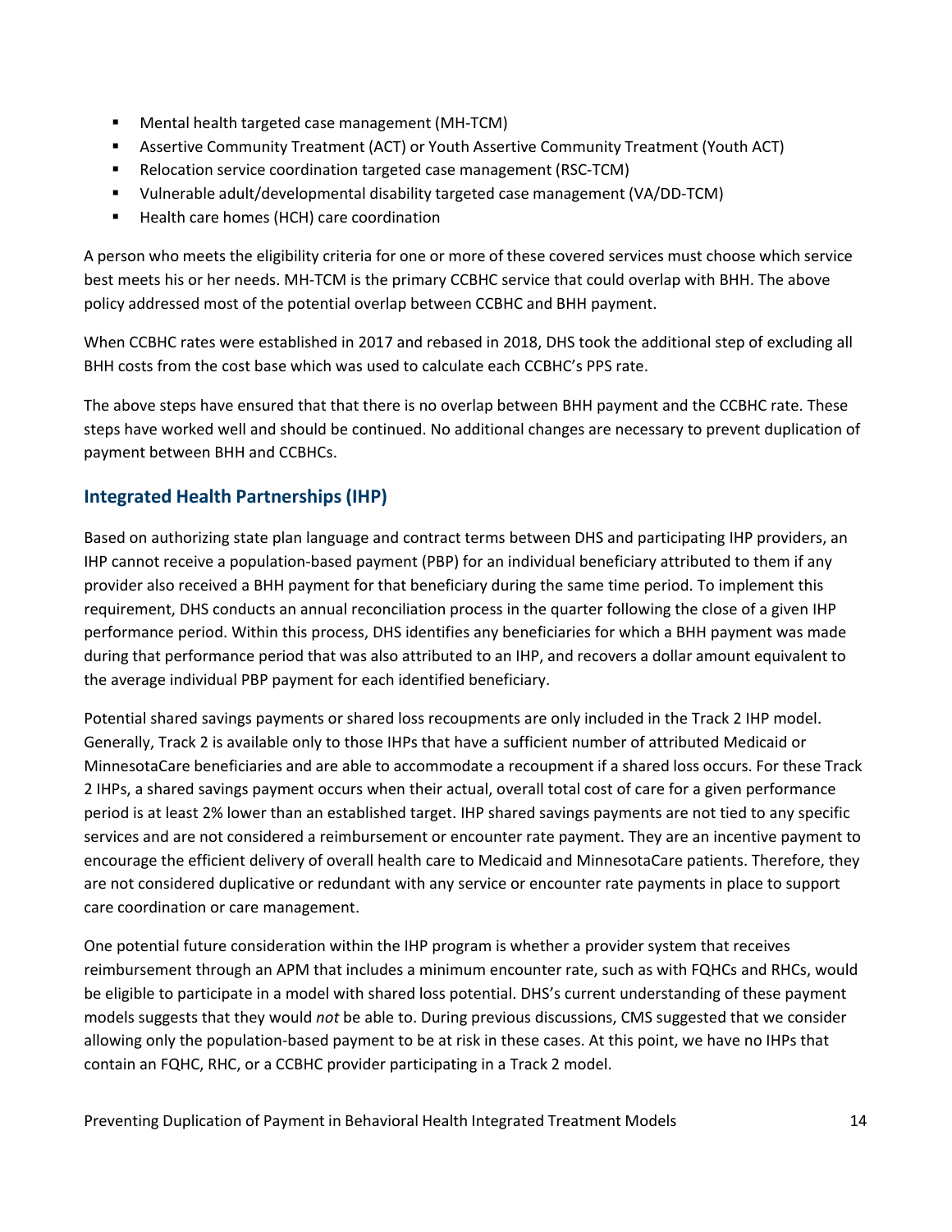- Mental health targeted case management (MH-TCM)
- Assertive Community Treatment (ACT) or Youth Assertive Community Treatment (Youth ACT)
- Relocation service coordination targeted case management (RSC-TCM)
- Vulnerable adult/developmental disability targeted case management (VA/DD-TCM)
- Health care homes (HCH) care coordination

A person who meets the eligibility criteria for one or more of these covered services must choose which service best meets his or her needs. MH-TCM is the primary CCBHC service that could overlap with BHH. The above policy addressed most of the potential overlap between CCBHC and BHH payment.

When CCBHC rates were established in 2017 and rebased in 2018, DHS took the additional step of excluding all BHH costs from the cost base which was used to calculate each CCBHC's PPS rate.

The above steps have ensured that that there is no overlap between BHH payment and the CCBHC rate. These steps have worked well and should be continued. No additional changes are necessary to prevent duplication of payment between BHH and CCBHCs.

## Integrated Health Partnerships (IHP)

Based on authorizing state plan language and contract terms between DHS and participating IHP providers, an IHP cannot receive a population-based payment (PBP) for an individual beneficiary attributed to them if any provider also received a BHH payment for that beneficiary during the same time period. To implement this requirement, DHS conducts an annual reconciliation process in the quarter following the close of a given IHP performance period. Within this process, DHS identifies any beneficiaries for which a BHH payment was made during that performance period that was also attributed to an IHP, and recovers a dollar amount equivalent to the average individual PBP payment for each identified beneficiary.

Potential shared savings payments or shared loss recoupments are only included in the Track 2 IHP model. Generally, Track 2 is available only to those IHPs that have a sufficient number of attributed Medicaid or MinnesotaCare beneficiaries and are able to accommodate a recoupment if a shared loss occurs. For these Track 2 IHPs, a shared savings payment occurs when their actual, overall total cost of care for a given performance period is at least 2% lower than an established target. IHP shared savings payments are not tied to any specific services and are not considered a reimbursement or encounter rate payment. They are an incentive payment to encourage the efficient delivery of overall health care to Medicaid and MinnesotaCare patients. Therefore, they are not considered duplicative or redundant with any service or encounter rate payments in place to support care coordination or care management.

One potential future consideration within the IHP program is whether a provider system that receives reimbursement through an APM that includes a minimum encounter rate, such as with FQHCs and RHCs, would be eligible to participate in a model with shared loss potential. DHS's current understanding of these payment models suggests that they would *not* be able to. During previous discussions, CMS suggested that we consider allowing only the population-based payment to be at risk in these cases. At this point, we have no IHPs that contain an FQHC, RHC, or a CCBHC provider participating in a Track 2 model.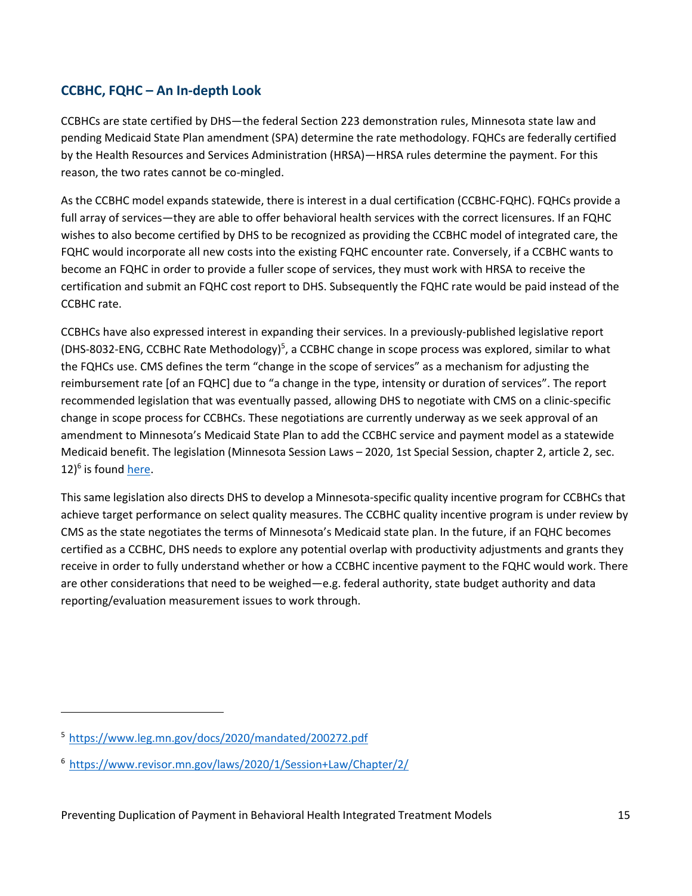## CCBHC, FQHC – An In-depth Look

CCBHCs are state certified by DHS—the federal Section 223 demonstration rules, Minnesota state law and pending Medicaid State Plan amendment (SPA) determine the rate methodology. FQHCs are federally certified by the Health Resources and Services Administration (HRSA)—HRSA rules determine the payment. For this reason, the two rates cannot be co-mingled.

As the CCBHC model expands statewide, there is interest in a dual certification (CCBHC-FQHC). FQHCs provide a full array of services—they are able to offer behavioral health services with the correct licensures. If an FQHC wishes to also become certified by DHS to be recognized as providing the CCBHC model of integrated care, the FQHC would incorporate all new costs into the existing FQHC encounter rate. Conversely, if a CCBHC wants to become an FQHC in order to provide a fuller scope of services, they must work with HRSA to receive the certification and submit an FQHC cost report to DHS. Subsequently the FQHC rate would be paid instead of the CCBHC rate.

CCBHCs have also expressed interest in expanding their services. In a previously-published legislative report (DHS-8032-ENG, CCBHC Rate Methodology)[5], a CCBHC change in scope process was explored, similar to what the FQHCs use. CMS defines the term "change in the scope of services" as a mechanism for adjusting the reimbursement rate [of an FQHC] due to "a change in the type, intensity or duration of services". The report recommended legislation that was eventually passed, allowing DHS to negotiate with CMS on a clinic-specific change in scope process for CCBHCs. These negotiations are currently underway as we seek approval of an amendment to Minnesota's Medicaid State Plan to add the CCBHC service and payment model as a statewide Medicaid benefit. The legislation (Minnesota Session Laws – 2020, 1st Special Session, chapter 2, article 2, sec. 12)[6] is found here.

This same legislation also directs DHS to develop a Minnesota-specific quality incentive program for CCBHCs that achieve target performance on select quality measures. The CCBHC quality incentive program is under review by CMS as the state negotiates the terms of Minnesota's Medicaid state plan. In the future, if an FQHC becomes certified as a CCBHC, DHS needs to explore any potential overlap with productivity adjustments and grants they receive in order to fully understand whether or how a CCBHC incentive payment to the FQHC would work. There are other considerations that need to be weighed—e.g. federal authority, state budget authority and data reporting/evaluation measurement issues to work through.

---

[5] https://www.leg.mn.gov/docs/2020/mandated/200272.pdf

[6] https://www.revisor.mn.gov/laws/2020/1/Session+Law/Chapter/2/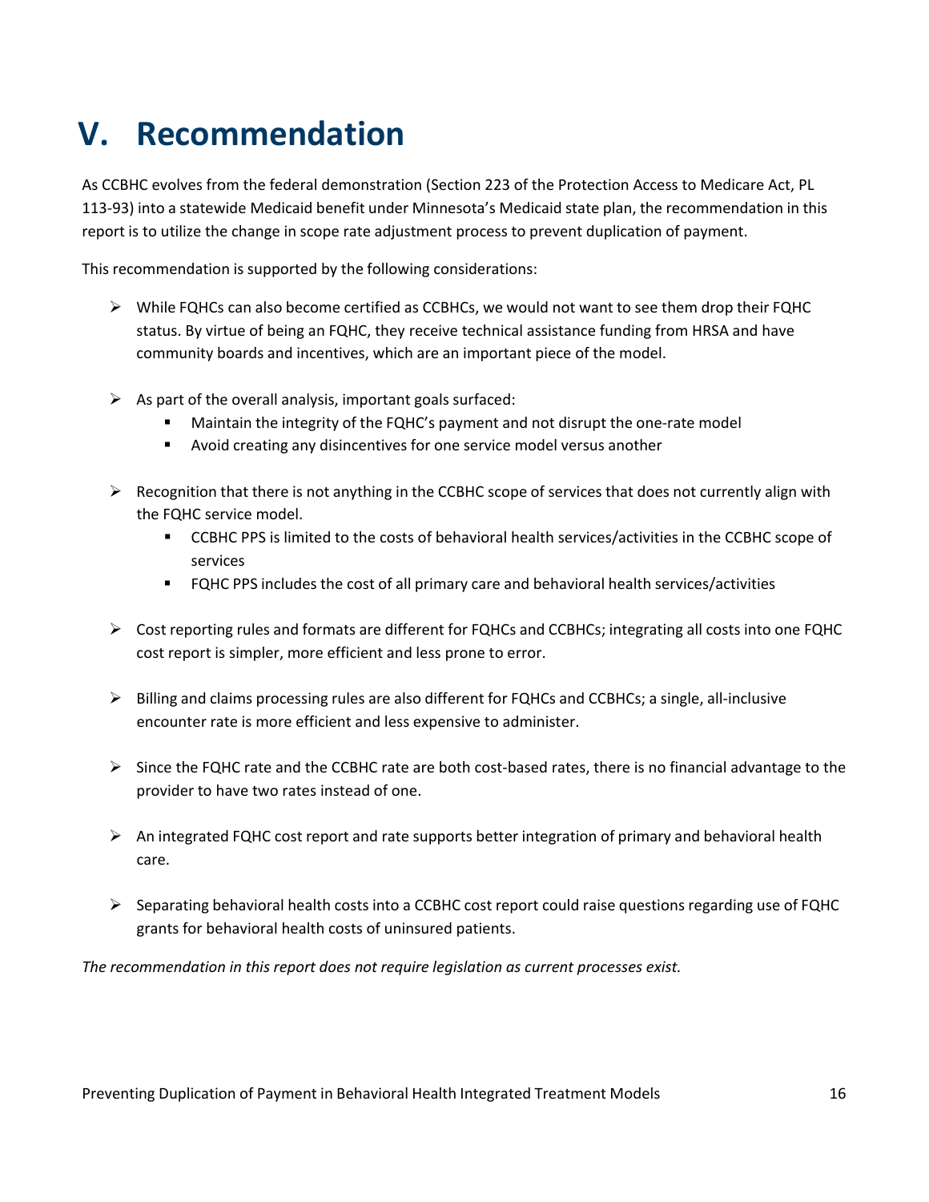# V. Recommendation

As CCBHC evolves from the federal demonstration (Section 223 of the Protection Access to Medicare Act, PL 113-93) into a statewide Medicaid benefit under Minnesota's Medicaid state plan, the recommendation in this report is to utilize the change in scope rate adjustment process to prevent duplication of payment.

This recommendation is supported by the following considerations:

- While FQHCs can also become certified as CCBHCs, we would not want to see them drop their FQHC status. By virtue of being an FQHC, they receive technical assistance funding from HRSA and have community boards and incentives, which are an important piece of the model.
- As part of the overall analysis, important goals surfaced:
  - Maintain the integrity of the FQHC's payment and not disrupt the one-rate model
  - Avoid creating any disincentives for one service model versus another
- Recognition that there is not anything in the CCBHC scope of services that does not currently align with the FQHC service model.
  - CCBHC PPS is limited to the costs of behavioral health services/activities in the CCBHC scope of services
  - FQHC PPS includes the cost of all primary care and behavioral health services/activities
- Cost reporting rules and formats are different for FQHCs and CCBHCs; integrating all costs into one FQHC cost report is simpler, more efficient and less prone to error.
- Billing and claims processing rules are also different for FQHCs and CCBHCs; a single, all-inclusive encounter rate is more efficient and less expensive to administer.
- Since the FQHC rate and the CCBHC rate are both cost-based rates, there is no financial advantage to the provider to have two rates instead of one.
- An integrated FQHC cost report and rate supports better integration of primary and behavioral health care.
- Separating behavioral health costs into a CCBHC cost report could raise questions regarding use of FQHC grants for behavioral health costs of uninsured patients.

*The recommendation in this report does not require legislation as current processes exist.*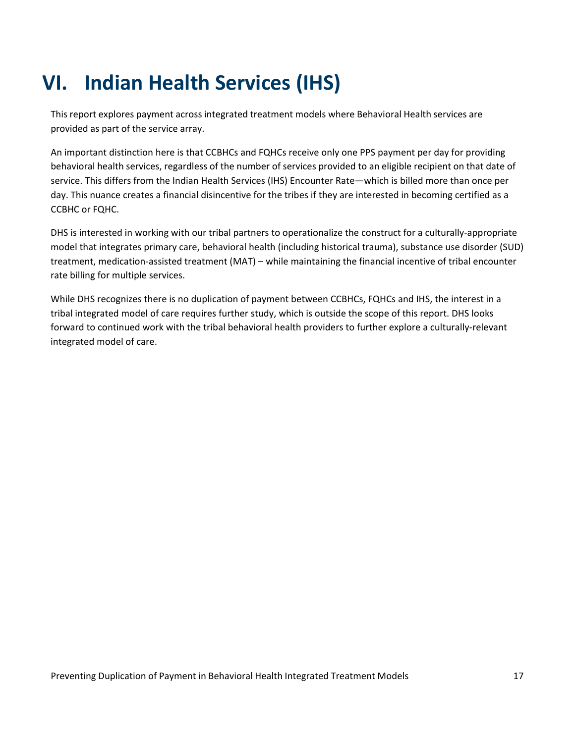# VI. Indian Health Services (IHS)

This report explores payment across integrated treatment models where Behavioral Health services are provided as part of the service array.

An important distinction here is that CCBHCs and FQHCs receive only one PPS payment per day for providing behavioral health services, regardless of the number of services provided to an eligible recipient on that date of service. This differs from the Indian Health Services (IHS) Encounter Rate—which is billed more than once per day. This nuance creates a financial disincentive for the tribes if they are interested in becoming certified as a CCBHC or FQHC.

DHS is interested in working with our tribal partners to operationalize the construct for a culturally-appropriate model that integrates primary care, behavioral health (including historical trauma), substance use disorder (SUD) treatment, medication-assisted treatment (MAT) – while maintaining the financial incentive of tribal encounter rate billing for multiple services.

While DHS recognizes there is no duplication of payment between CCBHCs, FQHCs and IHS, the interest in a tribal integrated model of care requires further study, which is outside the scope of this report. DHS looks forward to continued work with the tribal behavioral health providers to further explore a culturally-relevant integrated model of care.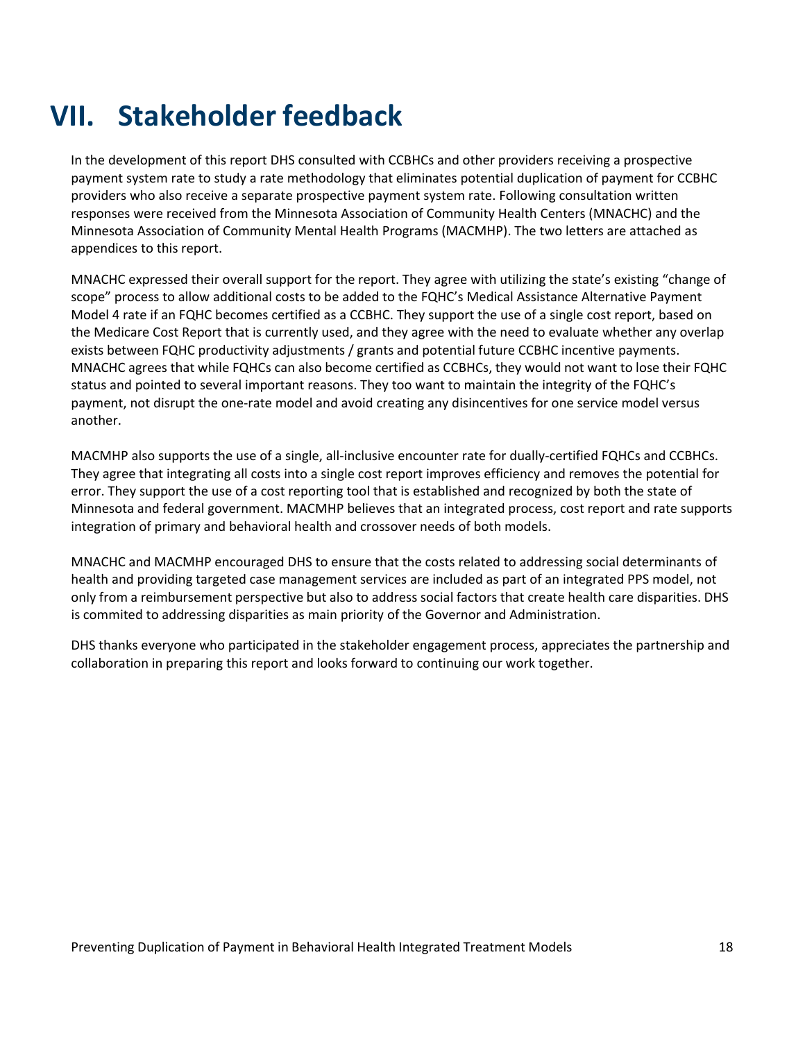# VII. Stakeholder feedback

In the development of this report DHS consulted with CCBHCs and other providers receiving a prospective payment system rate to study a rate methodology that eliminates potential duplication of payment for CCBHC providers who also receive a separate prospective payment system rate. Following consultation written responses were received from the Minnesota Association of Community Health Centers (MNACHC) and the Minnesota Association of Community Mental Health Programs (MACMHP). The two letters are attached as appendices to this report.

MNACHC expressed their overall support for the report. They agree with utilizing the state's existing "change of scope" process to allow additional costs to be added to the FQHC's Medical Assistance Alternative Payment Model 4 rate if an FQHC becomes certified as a CCBHC. They support the use of a single cost report, based on the Medicare Cost Report that is currently used, and they agree with the need to evaluate whether any overlap exists between FQHC productivity adjustments / grants and potential future CCBHC incentive payments. MNACHC agrees that while FQHCs can also become certified as CCBHCs, they would not want to lose their FQHC status and pointed to several important reasons. They too want to maintain the integrity of the FQHC's payment, not disrupt the one-rate model and avoid creating any disincentives for one service model versus another.

MACMHP also supports the use of a single, all-inclusive encounter rate for dually-certified FQHCs and CCBHCs. They agree that integrating all costs into a single cost report improves efficiency and removes the potential for error. They support the use of a cost reporting tool that is established and recognized by both the state of Minnesota and federal government. MACMHP believes that an integrated process, cost report and rate supports integration of primary and behavioral health and crossover needs of both models.

MNACHC and MACMHP encouraged DHS to ensure that the costs related to addressing social determinants of health and providing targeted case management services are included as part of an integrated PPS model, not only from a reimbursement perspective but also to address social factors that create health care disparities. DHS is commited to addressing disparities as main priority of the Governor and Administration.

DHS thanks everyone who participated in the stakeholder engagement process, appreciates the partnership and collaboration in preparing this report and looks forward to continuing our work together.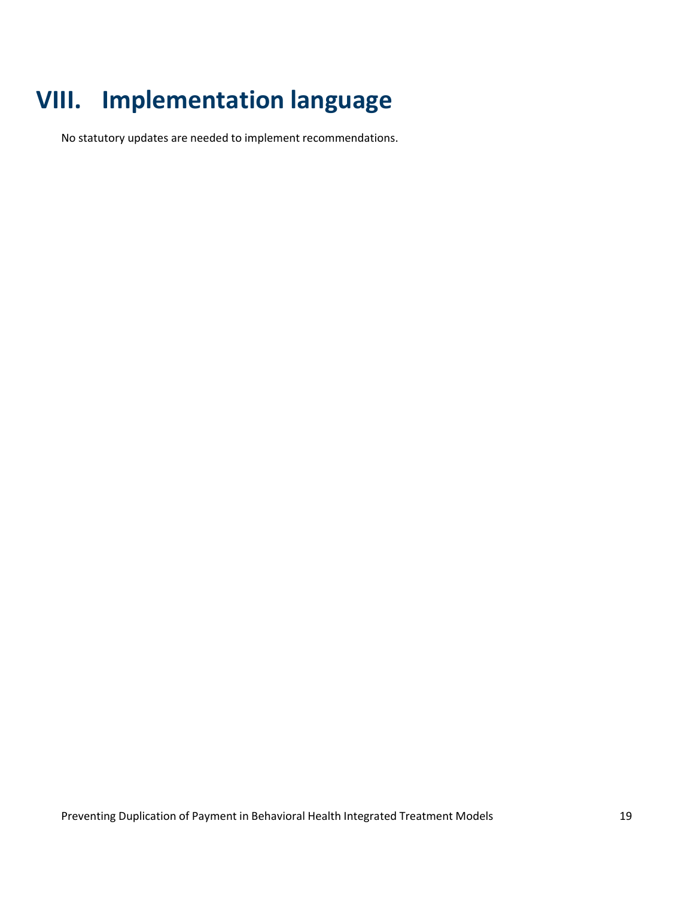# VIII. Implementation language

No statutory updates are needed to implement recommendations.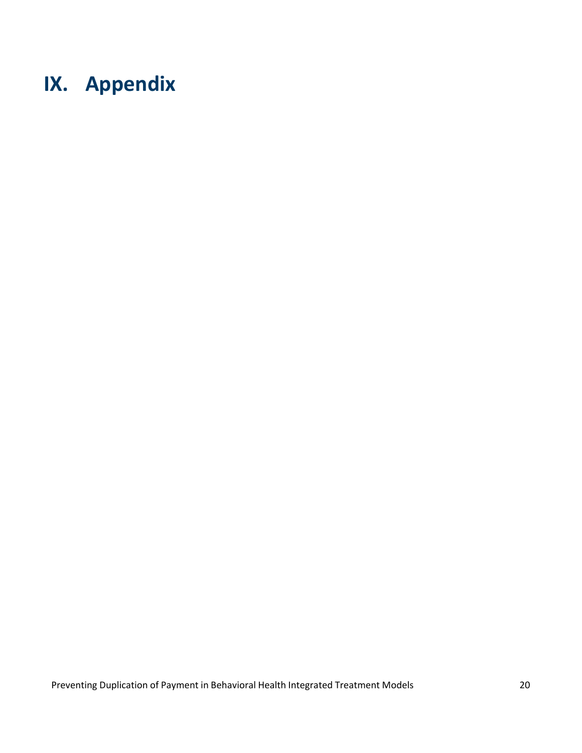# IX. Appendix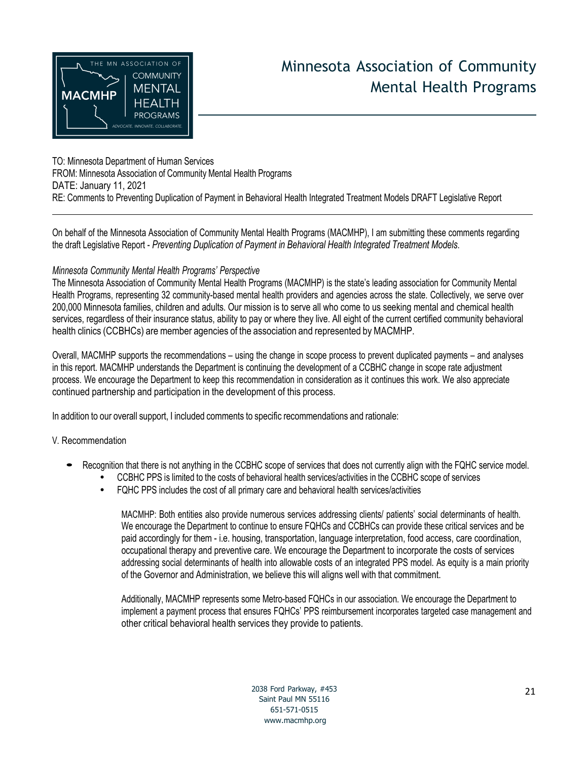# Minnesota Association of Community Mental Health Programs

TO: Minnesota Department of Human Services
FROM: Minnesota Association of Community Mental Health Programs
DATE: January 11, 2021
RE: Comments to Preventing Duplication of Payment in Behavioral Health Integrated Treatment Models DRAFT Legislative Report

---

On behalf of the Minnesota Association of Community Mental Health Programs (MACMHP), I am submitting these comments regarding the draft Legislative Report - *Preventing Duplication of Payment in Behavioral Health Integrated Treatment Models.*

*Minnesota Community Mental Health Programs' Perspective*

The Minnesota Association of Community Mental Health Programs (MACMHP) is the state's leading association for Community Mental Health Programs, representing 32 community-based mental health providers and agencies across the state. Collectively, we serve over 200,000 Minnesota families, children and adults. Our mission is to serve all who come to us seeking mental and chemical health services, regardless of their insurance status, ability to pay or where they live. All eight of the current certified community behavioral health clinics (CCBHCs) are member agencies of the association and represented by MACMHP.

Overall, MACMHP supports the recommendations – using the change in scope process to prevent duplicated payments – and analyses in this report. MACMHP understands the Department is continuing the development of a CCBHC change in scope rate adjustment process. We encourage the Department to keep this recommendation in consideration as it continues this work. We also appreciate continued partnership and participation in the development of this process.

In addition to our overall support, I included comments to specific recommendations and rationale:

V. Recommendation

- Recognition that there is not anything in the CCBHC scope of services that does not currently align with the FQHC service model.
  - CCBHC PPS is limited to the costs of behavioral health services/activities in the CCBHC scope of services
  - FQHC PPS includes the cost of all primary care and behavioral health services/activities

    MACMHP: Both entities also provide numerous services addressing clients/ patients' social determinants of health. We encourage the Department to continue to ensure FQHCs and CCBHCs can provide these critical services and be paid accordingly for them - i.e. housing, transportation, language interpretation, food access, care coordination, occupational therapy and preventive care. We encourage the Department to incorporate the costs of services addressing social determinants of health into allowable costs of an integrated PPS model. As equity is a main priority of the Governor and Administration, we believe this will aligns well with that commitment.

    Additionally, MACMHP represents some Metro-based FQHCs in our association. We encourage the Department to implement a payment process that ensures FQHCs' PPS reimbursement incorporates targeted case management and other critical behavioral health services they provide to patients.

2038 Ford Parkway, #453
Saint Paul MN 55116
651-571-0515
www.macmhp.org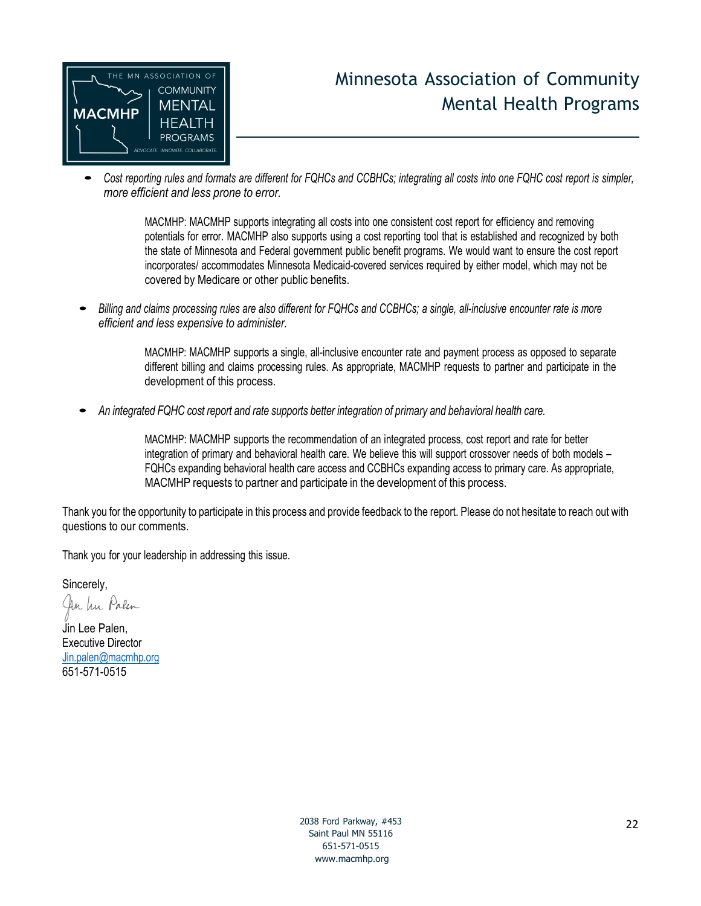# Minnesota Association of Community Mental Health Programs

- *Cost reporting rules and formats are different for FQHCs and CCBHCs; integrating all costs into one FQHC cost report is simpler, more efficient and less prone to error.*

    MACMHP: MACMHP supports integrating all costs into one consistent cost report for efficiency and removing potentials for error. MACMHP also supports using a cost reporting tool that is established and recognized by both the state of Minnesota and Federal government public benefit programs. We would want to ensure the cost report incorporates/ accommodates Minnesota Medicaid-covered services required by either model, which may not be covered by Medicare or other public benefits.

- *Billing and claims processing rules are also different for FQHCs and CCBHCs; a single, all-inclusive encounter rate is more efficient and less expensive to administer.*

    MACMHP: MACMHP supports a single, all-inclusive encounter rate and payment process as opposed to separate different billing and claims processing rules. As appropriate, MACMHP requests to partner and participate in the development of this process.

- *An integrated FQHC cost report and rate supports better integration of primary and behavioral health care.*

    MACMHP: MACMHP supports the recommendation of an integrated process, cost report and rate for better integration of primary and behavioral health care. We believe this will support crossover needs of both models – FQHCs expanding behavioral health care access and CCBHCs expanding access to primary care. As appropriate, MACMHP requests to partner and participate in the development of this process.

Thank you for the opportunity to participate in this process and provide feedback to the report. Please do not hesitate to reach out with questions to our comments.

Thank you for your leadership in addressing this issue.

Sincerely,

Jin Lee Palen,
Executive Director
Jin.palen@macmhp.org
651-571-0515

2038 Ford Parkway, #453
Saint Paul MN 55116
651-571-0515
www.macmhp.org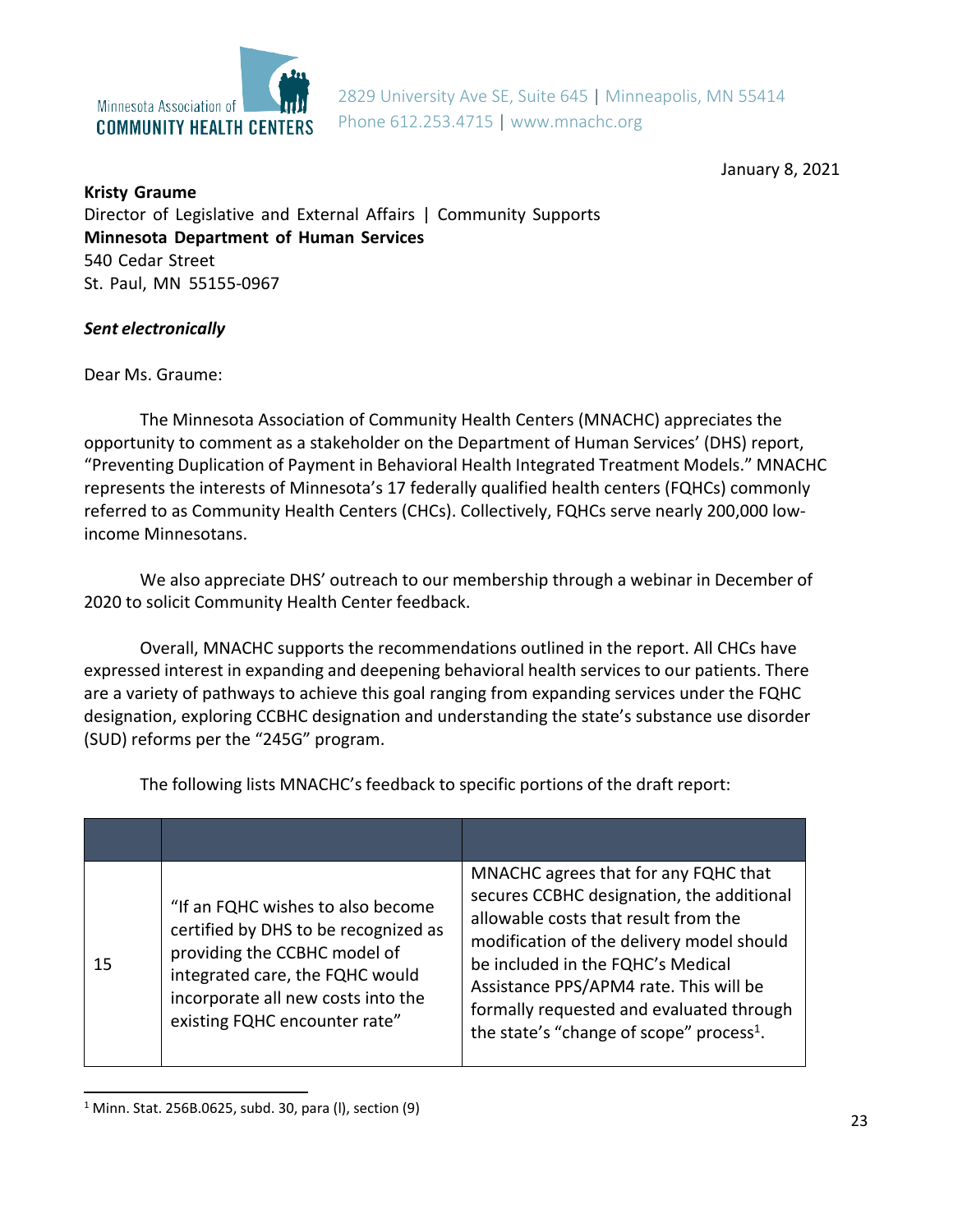Minnesota Association of COMMUNITY HEALTH CENTERS

2829 University Ave SE, Suite 645 | Minneapolis, MN 55414
Phone 612.253.4715 | www.mnachc.org

January 8, 2021

**Kristy Graume**
Director of Legislative and External Affairs | Community Supports
**Minnesota Department of Human Services**
540 Cedar Street
St. Paul, MN 55155-0967

***Sent electronically***

Dear Ms. Graume:

The Minnesota Association of Community Health Centers (MNACHC) appreciates the opportunity to comment as a stakeholder on the Department of Human Services' (DHS) report, "Preventing Duplication of Payment in Behavioral Health Integrated Treatment Models." MNACHC represents the interests of Minnesota's 17 federally qualified health centers (FQHCs) commonly referred to as Community Health Centers (CHCs). Collectively, FQHCs serve nearly 200,000 low-income Minnesotans.

We also appreciate DHS' outreach to our membership through a webinar in December of 2020 to solicit Community Health Center feedback.

Overall, MNACHC supports the recommendations outlined in the report. All CHCs have expressed interest in expanding and deepening behavioral health services to our patients. There are a variety of pathways to achieve this goal ranging from expanding services under the FQHC designation, exploring CCBHC designation and understanding the state's substance use disorder (SUD) reforms per the "245G" program.

The following lists MNACHC's feedback to specific portions of the draft report:

| | | |
|---|---|---|
| 15 | "If an FQHC wishes to also become certified by DHS to be recognized as providing the CCBHC model of integrated care, the FQHC would incorporate all new costs into the existing FQHC encounter rate" | MNACHC agrees that for any FQHC that secures CCBHC designation, the additional allowable costs that result from the modification of the delivery model should be included in the FQHC's Medical Assistance PPS/APM4 rate. This will be formally requested and evaluated through the state's "change of scope" process[1]. |

[1] Minn. Stat. 256B.0625, subd. 30, para (l), section (9)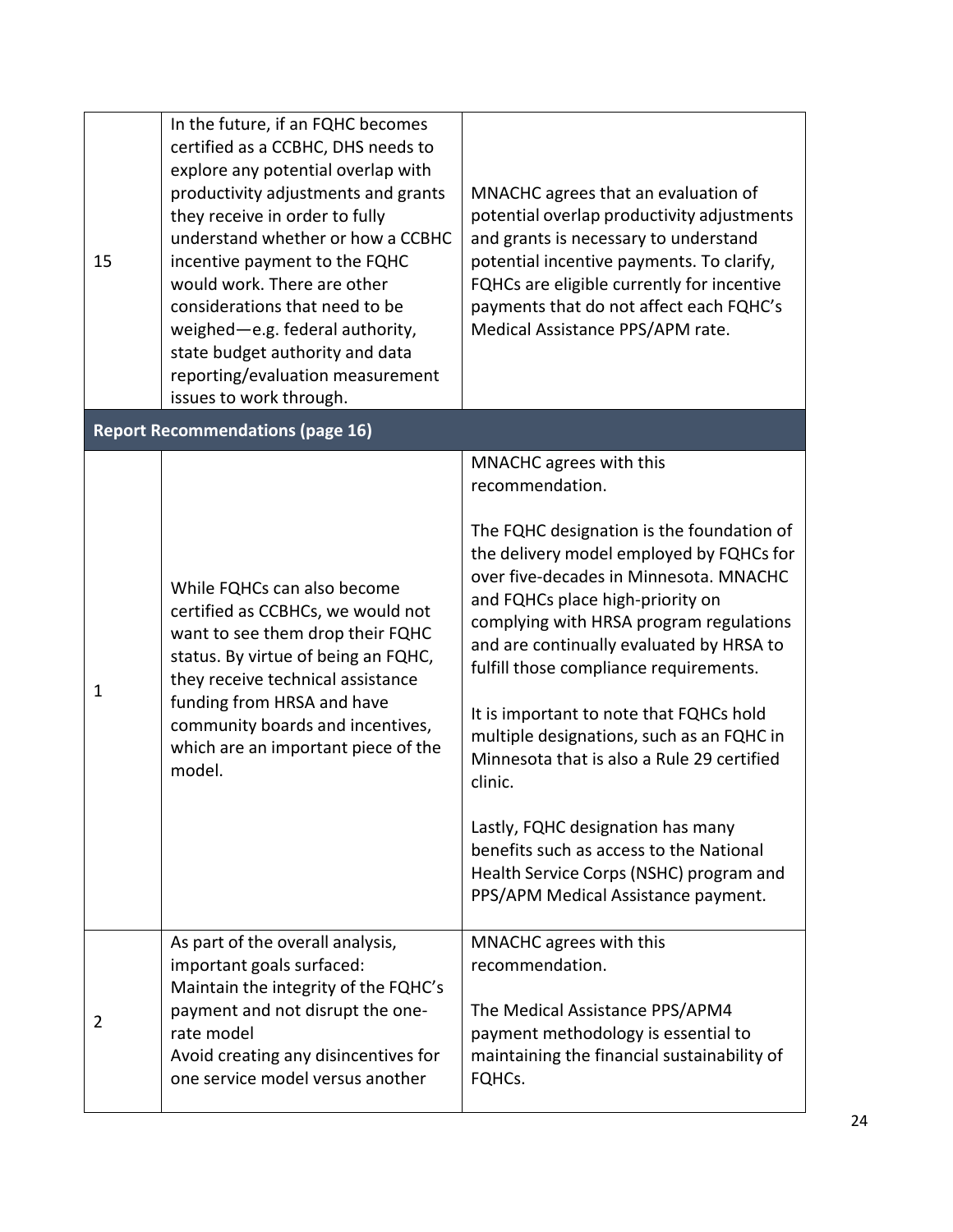| | | |
|---|---|---|
| 15 | In the future, if an FQHC becomes certified as a CCBHC, DHS needs to explore any potential overlap with productivity adjustments and grants they receive in order to fully understand whether or how a CCBHC incentive payment to the FQHC would work. There are other considerations that need to be weighed—e.g. federal authority, state budget authority and data reporting/evaluation measurement issues to work through. | MNACHC agrees that an evaluation of potential overlap productivity adjustments and grants is necessary to understand potential incentive payments. To clarify, FQHCs are eligible currently for incentive payments that do not affect each FQHC's Medical Assistance PPS/APM rate. |
| **Report Recommendations (page 16)** | | |
| 1 | While FQHCs can also become certified as CCBHCs, we would not want to see them drop their FQHC status. By virtue of being an FQHC, they receive technical assistance funding from HRSA and have community boards and incentives, which are an important piece of the model. | MNACHC agrees with this recommendation.<br><br>The FQHC designation is the foundation of the delivery model employed by FQHCs for over five-decades in Minnesota. MNACHC and FQHCs place high-priority on complying with HRSA program regulations and are continually evaluated by HRSA to fulfill those compliance requirements.<br><br>It is important to note that FQHCs hold multiple designations, such as an FQHC in Minnesota that is also a Rule 29 certified clinic.<br><br>Lastly, FQHC designation has many benefits such as access to the National Health Service Corps (NSHC) program and PPS/APM Medical Assistance payment. |
| 2 | As part of the overall analysis, important goals surfaced:<br>Maintain the integrity of the FQHC's payment and not disrupt the one-rate model<br>Avoid creating any disincentives for one service model versus another | MNACHC agrees with this recommendation.<br><br>The Medical Assistance PPS/APM4 payment methodology is essential to maintaining the financial sustainability of FQHCs. |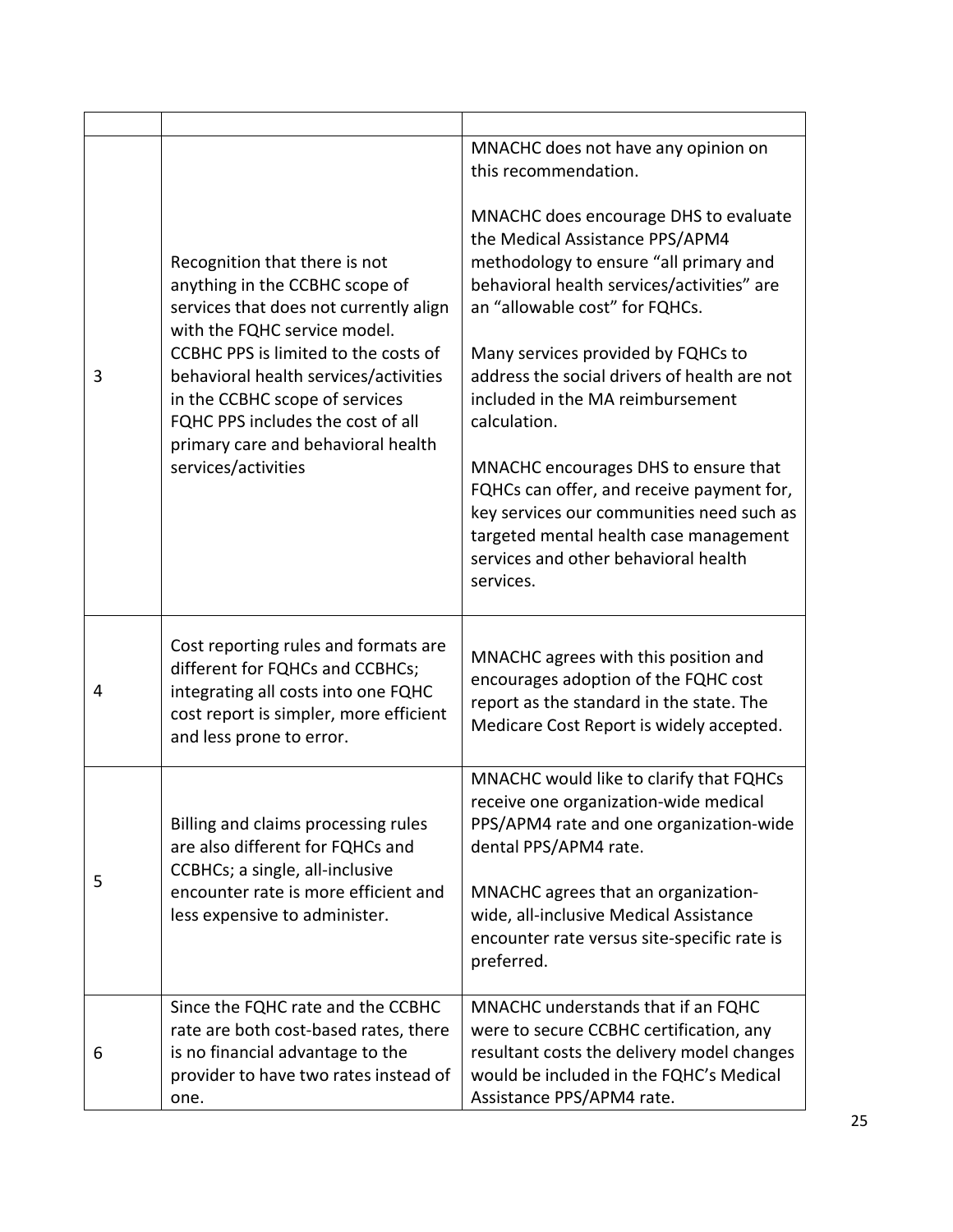| | | |
|---|---|---|
| 3 | Recognition that there is not anything in the CCBHC scope of services that does not currently align with the FQHC service model. CCBHC PPS is limited to the costs of behavioral health services/activities in the CCBHC scope of services FQHC PPS includes the cost of all primary care and behavioral health services/activities | MNACHC does not have any opinion on this recommendation.<br><br>MNACHC does encourage DHS to evaluate the Medical Assistance PPS/APM4 methodology to ensure "all primary and behavioral health services/activities" are an "allowable cost" for FQHCs.<br><br>Many services provided by FQHCs to address the social drivers of health are not included in the MA reimbursement calculation.<br><br>MNACHC encourages DHS to ensure that FQHCs can offer, and receive payment for, key services our communities need such as targeted mental health case management services and other behavioral health services. |
| 4 | Cost reporting rules and formats are different for FQHCs and CCBHCs; integrating all costs into one FQHC cost report is simpler, more efficient and less prone to error. | MNACHC agrees with this position and encourages adoption of the FQHC cost report as the standard in the state. The Medicare Cost Report is widely accepted. |
| 5 | Billing and claims processing rules are also different for FQHCs and CCBHCs; a single, all-inclusive encounter rate is more efficient and less expensive to administer. | MNACHC would like to clarify that FQHCs receive one organization-wide medical PPS/APM4 rate and one organization-wide dental PPS/APM4 rate.<br><br>MNACHC agrees that an organization-wide, all-inclusive Medical Assistance encounter rate versus site-specific rate is preferred. |
| 6 | Since the FQHC rate and the CCBHC rate are both cost-based rates, there is no financial advantage to the provider to have two rates instead of one. | MNACHC understands that if an FQHC were to secure CCBHC certification, any resultant costs the delivery model changes would be included in the FQHC's Medical Assistance PPS/APM4 rate. |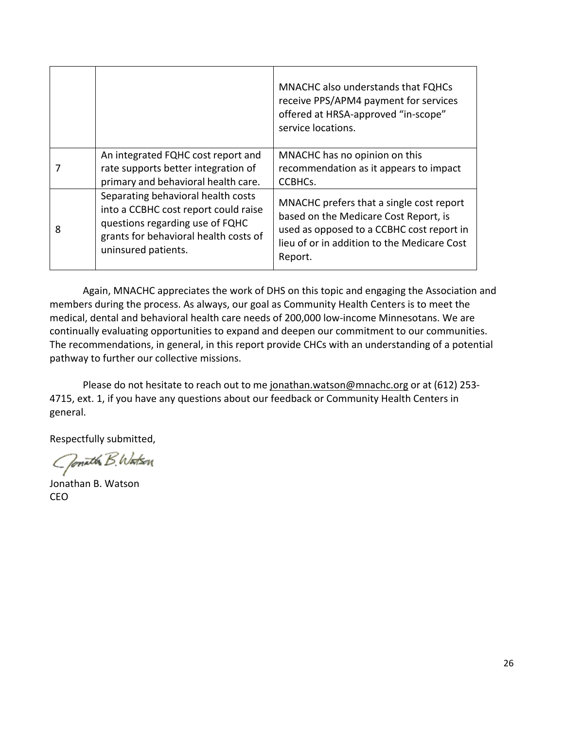| | | |
|---|---|---|
| | | MNACHC also understands that FQHCs receive PPS/APM4 payment for services offered at HRSA-approved "in-scope" service locations. |
| 7 | An integrated FQHC cost report and rate supports better integration of primary and behavioral health care. | MNACHC has no opinion on this recommendation as it appears to impact CCBHCs. |
| 8 | Separating behavioral health costs into a CCBHC cost report could raise questions regarding use of FQHC grants for behavioral health costs of uninsured patients. | MNACHC prefers that a single cost report based on the Medicare Cost Report, is used as opposed to a CCBHC cost report in lieu of or in addition to the Medicare Cost Report. |

Again, MNACHC appreciates the work of DHS on this topic and engaging the Association and members during the process. As always, our goal as Community Health Centers is to meet the medical, dental and behavioral health care needs of 200,000 low-income Minnesotans. We are continually evaluating opportunities to expand and deepen our commitment to our communities. The recommendations, in general, in this report provide CHCs with an understanding of a potential pathway to further our collective missions.

Please do not hesitate to reach out to me jonathan.watson@mnachc.org or at (612) 253-4715, ext. 1, if you have any questions about our feedback or Community Health Centers in general.

Respectfully submitted,

Jonathan B. Watson

Jonathan B. Watson
CEO